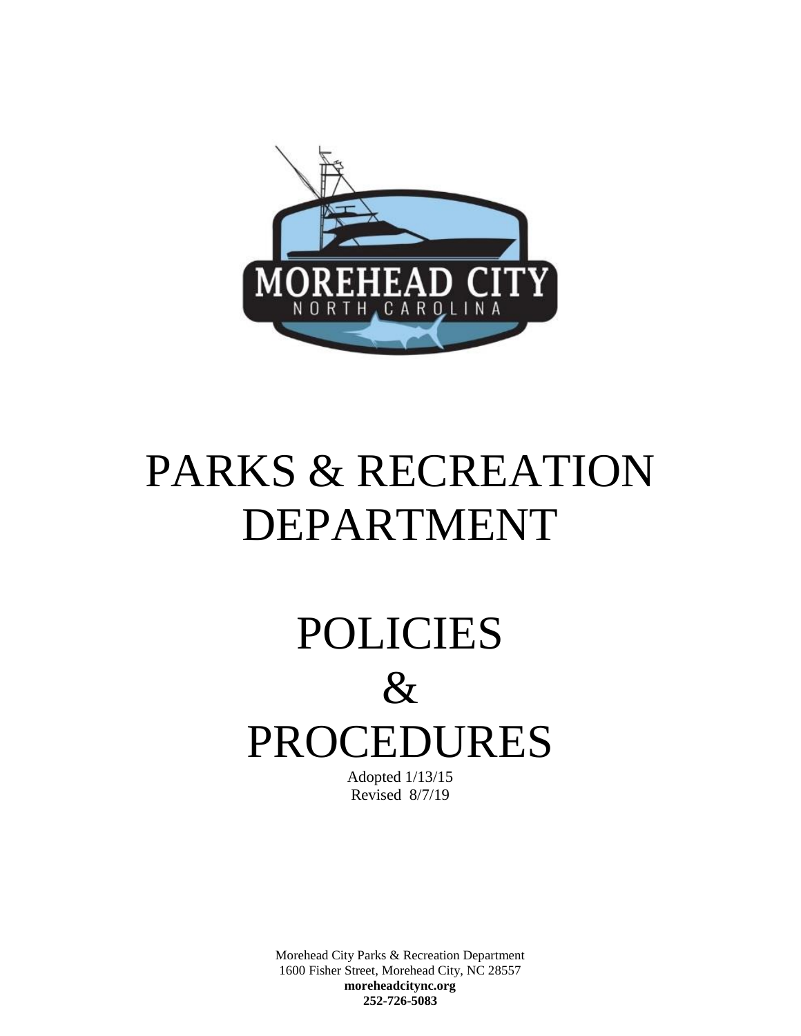# PARKS & RECREATION DEPARTMENT

# POLICIES & PROCEDURES

Adopted 1/13/15
Revised 8/7/19

Morehead City Parks & Recreation Department
1600 Fisher Street, Morehead City, NC 28557
**moreheadcitync.org**
**252-726-5083**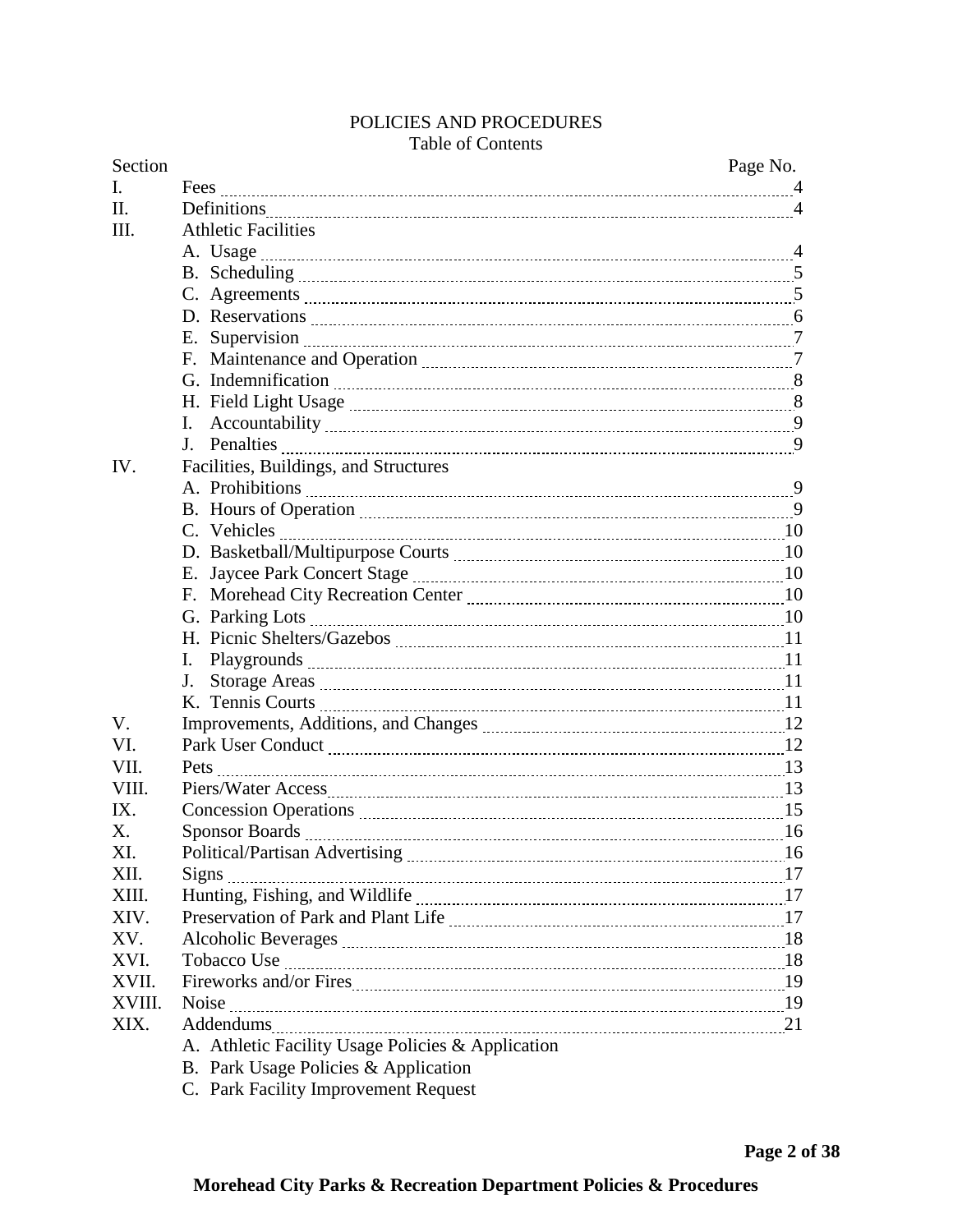# POLICIES AND PROCEDURES

## Table of Contents

| Section | | Page No. |
|---|---|---|
| I. | Fees | 4 |
| II. | Definitions | 4 |
| III. | Athletic Facilities | |
| | A. Usage | 4 |
| | B. Scheduling | 5 |
| | C. Agreements | 5 |
| | D. Reservations | 6 |
| | E. Supervision | 7 |
| | F. Maintenance and Operation | 7 |
| | G. Indemnification | 8 |
| | H. Field Light Usage | 8 |
| | I. Accountability | 9 |
| | J. Penalties | 9 |
| IV. | Facilities, Buildings, and Structures | |
| | A. Prohibitions | 9 |
| | B. Hours of Operation | 9 |
| | C. Vehicles | 10 |
| | D. Basketball/Multipurpose Courts | 10 |
| | E. Jaycee Park Concert Stage | 10 |
| | F. Morehead City Recreation Center | 10 |
| | G. Parking Lots | 10 |
| | H. Picnic Shelters/Gazebos | 11 |
| | I. Playgrounds | 11 |
| | J. Storage Areas | 11 |
| | K. Tennis Courts | 11 |
| V. | Improvements, Additions, and Changes | 12 |
| VI. | Park User Conduct | 12 |
| VII. | Pets | 13 |
| VIII. | Piers/Water Access | 13 |
| IX. | Concession Operations | 15 |
| X. | Sponsor Boards | 16 |
| XI. | Political/Partisan Advertising | 16 |
| XII. | Signs | 17 |
| XIII. | Hunting, Fishing, and Wildlife | 17 |
| XIV. | Preservation of Park and Plant Life | 17 |
| XV. | Alcoholic Beverages | 18 |
| XVI. | Tobacco Use | 18 |
| XVII. | Fireworks and/or Fires | 19 |
| XVIII. | Noise | 19 |
| XIX. | Addendums | 21 |
| | A. Athletic Facility Usage Policies & Application | |
| | B. Park Usage Policies & Application | |
| | C. Park Facility Improvement Request | |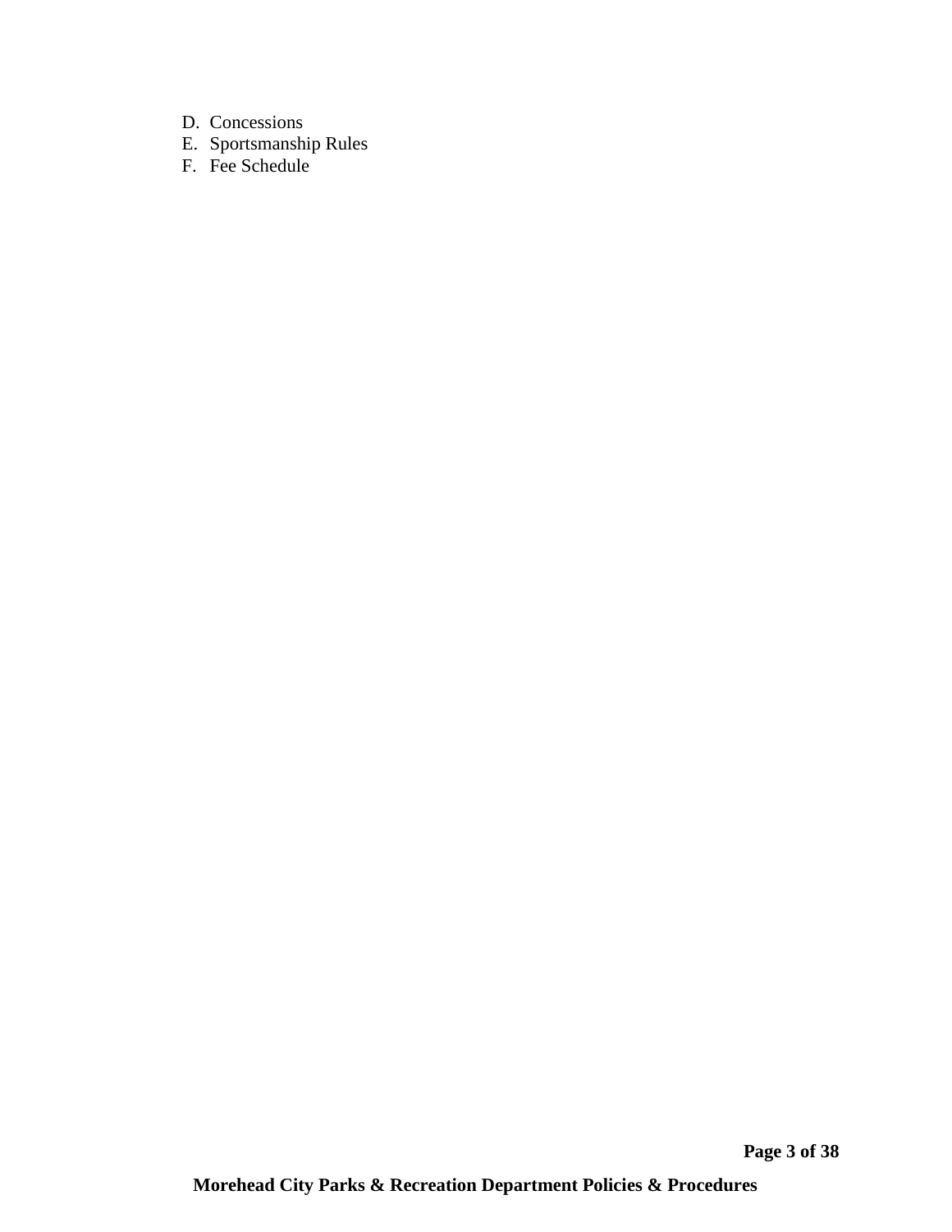D. Concessions
E. Sportsmanship Rules
F. Fee Schedule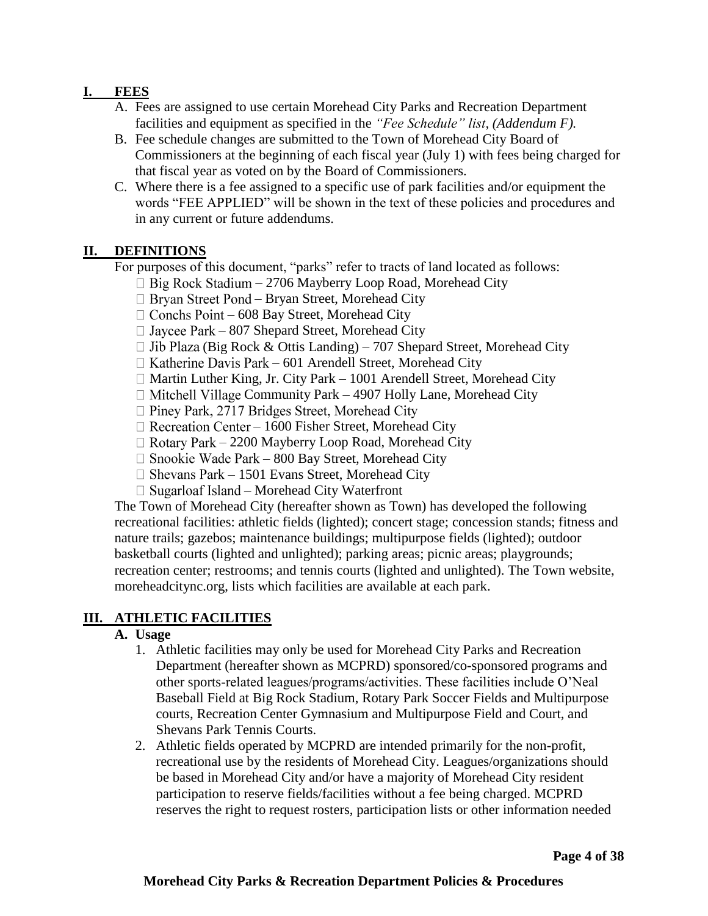## I. FEES

A. Fees are assigned to use certain Morehead City Parks and Recreation Department facilities and equipment as specified in the *"Fee Schedule" list, (Addendum F).*

B. Fee schedule changes are submitted to the Town of Morehead City Board of Commissioners at the beginning of each fiscal year (July 1) with fees being charged for that fiscal year as voted on by the Board of Commissioners.

C. Where there is a fee assigned to a specific use of park facilities and/or equipment the words "FEE APPLIED" will be shown in the text of these policies and procedures and in any current or future addendums.

## II. DEFINITIONS

For purposes of this document, "parks" refer to tracts of land located as follows:

- Big Rock Stadium – 2706 Mayberry Loop Road, Morehead City
- Bryan Street Pond – Bryan Street, Morehead City
- Conchs Point – 608 Bay Street, Morehead City
- Jaycee Park – 807 Shepard Street, Morehead City
- Jib Plaza (Big Rock & Ottis Landing) – 707 Shepard Street, Morehead City
- Katherine Davis Park – 601 Arendell Street, Morehead City
- Martin Luther King, Jr. City Park – 1001 Arendell Street, Morehead City
- Mitchell Village Community Park – 4907 Holly Lane, Morehead City
- Piney Park, 2717 Bridges Street, Morehead City
- Recreation Center – 1600 Fisher Street, Morehead City
- Rotary Park – 2200 Mayberry Loop Road, Morehead City
- Snookie Wade Park – 800 Bay Street, Morehead City
- Shevans Park – 1501 Evans Street, Morehead City
- Sugarloaf Island – Morehead City Waterfront

The Town of Morehead City (hereafter shown as Town) has developed the following recreational facilities: athletic fields (lighted); concert stage; concession stands; fitness and nature trails; gazebos; maintenance buildings; multipurpose fields (lighted); outdoor basketball courts (lighted and unlighted); parking areas; picnic areas; playgrounds; recreation center; restrooms; and tennis courts (lighted and unlighted). The Town website, moreheadcitync.org, lists which facilities are available at each park.

## III. ATHLETIC FACILITIES

### A. Usage

1. Athletic facilities may only be used for Morehead City Parks and Recreation Department (hereafter shown as MCPRD) sponsored/co-sponsored programs and other sports-related leagues/programs/activities. These facilities include O'Neal Baseball Field at Big Rock Stadium, Rotary Park Soccer Fields and Multipurpose courts, Recreation Center Gymnasium and Multipurpose Field and Court, and Shevans Park Tennis Courts.
2. Athletic fields operated by MCPRD are intended primarily for the non-profit, recreational use by the residents of Morehead City. Leagues/organizations should be based in Morehead City and/or have a majority of Morehead City resident participation to reserve fields/facilities without a fee being charged. MCPRD reserves the right to request rosters, participation lists or other information needed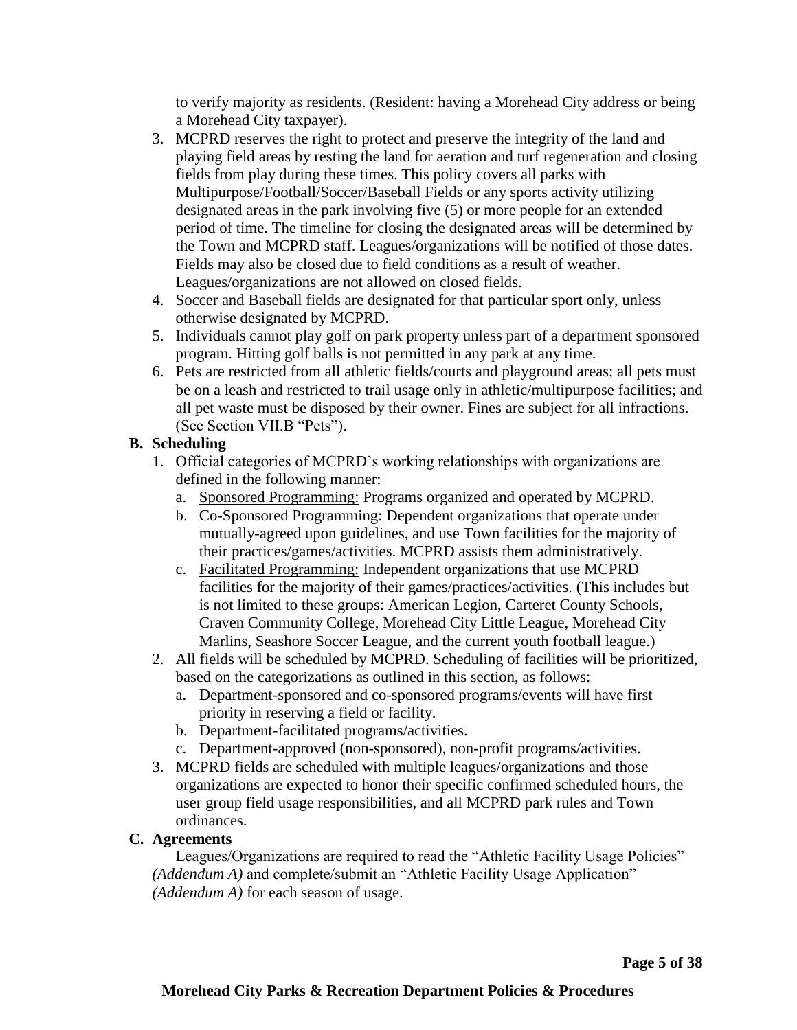to verify majority as residents. (Resident: having a Morehead City address or being a Morehead City taxpayer).

3. MCPRD reserves the right to protect and preserve the integrity of the land and playing field areas by resting the land for aeration and turf regeneration and closing fields from play during these times. This policy covers all parks with Multipurpose/Football/Soccer/Baseball Fields or any sports activity utilizing designated areas in the park involving five (5) or more people for an extended period of time. The timeline for closing the designated areas will be determined by the Town and MCPRD staff. Leagues/organizations will be notified of those dates. Fields may also be closed due to field conditions as a result of weather. Leagues/organizations are not allowed on closed fields.
4. Soccer and Baseball fields are designated for that particular sport only, unless otherwise designated by MCPRD.
5. Individuals cannot play golf on park property unless part of a department sponsored program. Hitting golf balls is not permitted in any park at any time.
6. Pets are restricted from all athletic fields/courts and playground areas; all pets must be on a leash and restricted to trail usage only in athletic/multipurpose facilities; and all pet waste must be disposed by their owner. Fines are subject for all infractions. (See Section VII.B "Pets").

**B. Scheduling**

1. Official categories of MCPRD's working relationships with organizations are defined in the following manner:
   a. Sponsored Programming: Programs organized and operated by MCPRD.
   b. Co-Sponsored Programming: Dependent organizations that operate under mutually-agreed upon guidelines, and use Town facilities for the majority of their practices/games/activities. MCPRD assists them administratively.
   c. Facilitated Programming: Independent organizations that use MCPRD facilities for the majority of their games/practices/activities. (This includes but is not limited to these groups: American Legion, Carteret County Schools, Craven Community College, Morehead City Little League, Morehead City Marlins, Seashore Soccer League, and the current youth football league.)
2. All fields will be scheduled by MCPRD. Scheduling of facilities will be prioritized, based on the categorizations as outlined in this section, as follows:
   a. Department-sponsored and co-sponsored programs/events will have first priority in reserving a field or facility.
   b. Department-facilitated programs/activities.
   c. Department-approved (non-sponsored), non-profit programs/activities.
3. MCPRD fields are scheduled with multiple leagues/organizations and those organizations are expected to honor their specific confirmed scheduled hours, the user group field usage responsibilities, and all MCPRD park rules and Town ordinances.

**C. Agreements**

Leagues/Organizations are required to read the "Athletic Facility Usage Policies" *(Addendum A)* and complete/submit an "Athletic Facility Usage Application" *(Addendum A)* for each season of usage.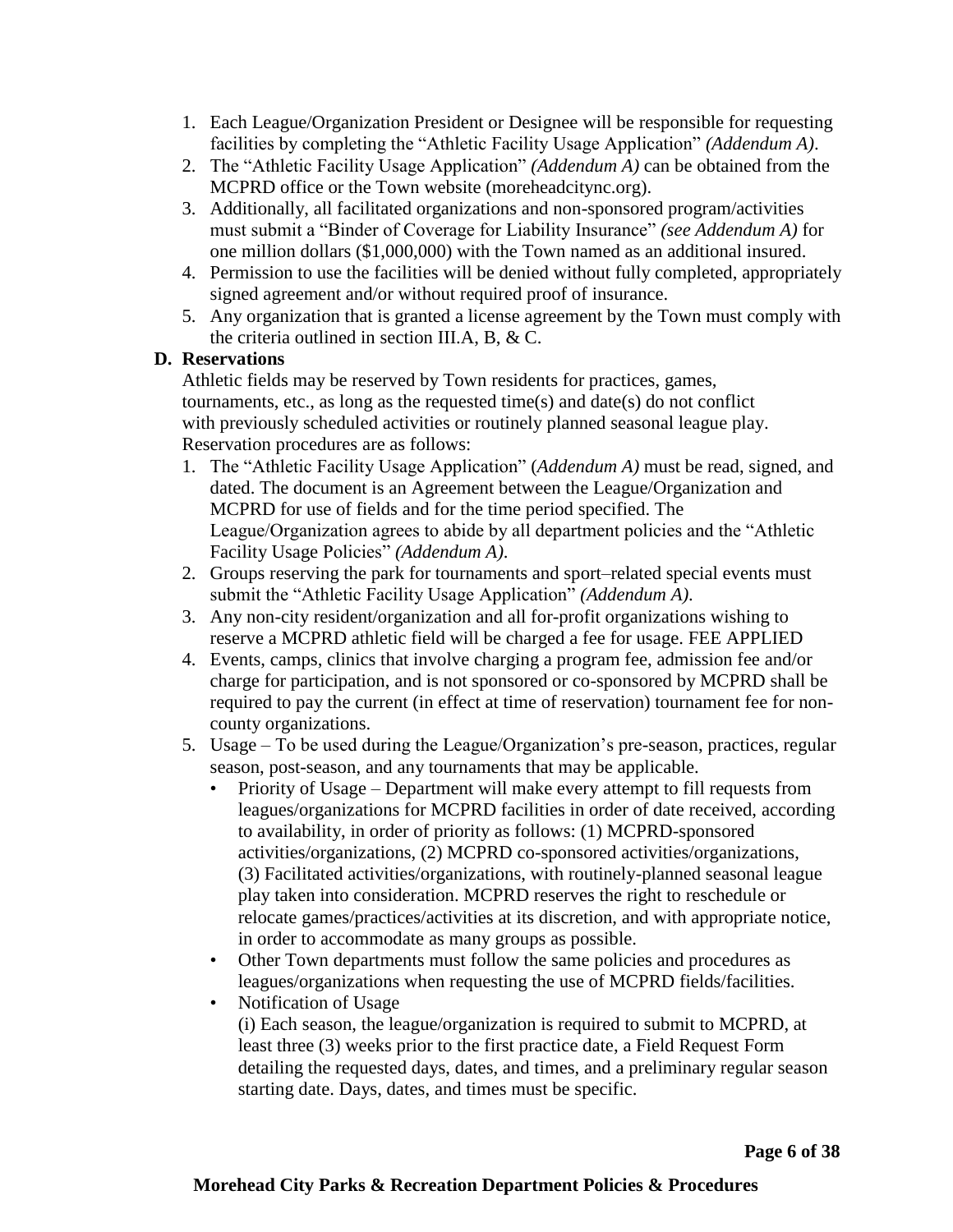1. Each League/Organization President or Designee will be responsible for requesting facilities by completing the "Athletic Facility Usage Application" *(Addendum A)*.
2. The "Athletic Facility Usage Application" *(Addendum A)* can be obtained from the MCPRD office or the Town website (moreheadcitync.org).
3. Additionally, all facilitated organizations and non-sponsored program/activities must submit a "Binder of Coverage for Liability Insurance" *(see Addendum A)* for one million dollars ($1,000,000) with the Town named as an additional insured.
4. Permission to use the facilities will be denied without fully completed, appropriately signed agreement and/or without required proof of insurance.
5. Any organization that is granted a license agreement by the Town must comply with the criteria outlined in section III.A, B, & C.

**D. Reservations**

Athletic fields may be reserved by Town residents for practices, games, tournaments, etc., as long as the requested time(s) and date(s) do not conflict with previously scheduled activities or routinely planned seasonal league play. Reservation procedures are as follows:

1. The "Athletic Facility Usage Application" (*Addendum A)* must be read, signed, and dated. The document is an Agreement between the League/Organization and MCPRD for use of fields and for the time period specified. The League/Organization agrees to abide by all department policies and the "Athletic Facility Usage Policies" *(Addendum A)*.
2. Groups reserving the park for tournaments and sport–related special events must submit the "Athletic Facility Usage Application" *(Addendum A)*.
3. Any non-city resident/organization and all for-profit organizations wishing to reserve a MCPRD athletic field will be charged a fee for usage. FEE APPLIED
4. Events, camps, clinics that involve charging a program fee, admission fee and/or charge for participation, and is not sponsored or co-sponsored by MCPRD shall be required to pay the current (in effect at time of reservation) tournament fee for non-county organizations.
5. Usage – To be used during the League/Organization's pre-season, practices, regular season, post-season, and any tournaments that may be applicable.
   - Priority of Usage – Department will make every attempt to fill requests from leagues/organizations for MCPRD facilities in order of date received, according to availability, in order of priority as follows: (1) MCPRD-sponsored activities/organizations, (2) MCPRD co-sponsored activities/organizations, (3) Facilitated activities/organizations, with routinely-planned seasonal league play taken into consideration. MCPRD reserves the right to reschedule or relocate games/practices/activities at its discretion, and with appropriate notice, in order to accommodate as many groups as possible.
   - Other Town departments must follow the same policies and procedures as leagues/organizations when requesting the use of MCPRD fields/facilities.
   - Notification of Usage

     (i) Each season, the league/organization is required to submit to MCPRD, at least three (3) weeks prior to the first practice date, a Field Request Form detailing the requested days, dates, and times, and a preliminary regular season starting date. Days, dates, and times must be specific.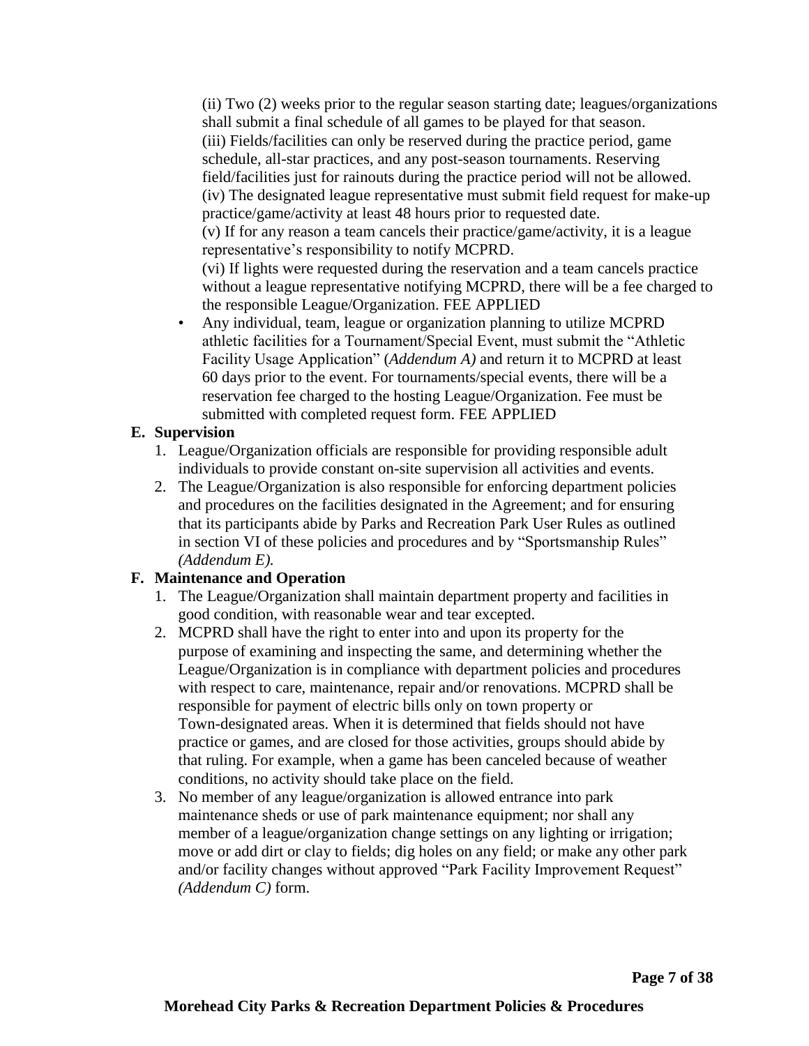(ii) Two (2) weeks prior to the regular season starting date; leagues/organizations shall submit a final schedule of all games to be played for that season.
(iii) Fields/facilities can only be reserved during the practice period, game schedule, all-star practices, and any post-season tournaments. Reserving field/facilities just for rainouts during the practice period will not be allowed.
(iv) The designated league representative must submit field request for make-up practice/game/activity at least 48 hours prior to requested date.
(v) If for any reason a team cancels their practice/game/activity, it is a league representative's responsibility to notify MCPRD.
(vi) If lights were requested during the reservation and a team cancels practice without a league representative notifying MCPRD, there will be a fee charged to the responsible League/Organization. FEE APPLIED

- Any individual, team, league or organization planning to utilize MCPRD athletic facilities for a Tournament/Special Event, must submit the "Athletic Facility Usage Application" (*Addendum A)* and return it to MCPRD at least 60 days prior to the event. For tournaments/special events, there will be a reservation fee charged to the hosting League/Organization. Fee must be submitted with completed request form. FEE APPLIED

**E. Supervision**

1. League/Organization officials are responsible for providing responsible adult individuals to provide constant on-site supervision all activities and events.
2. The League/Organization is also responsible for enforcing department policies and procedures on the facilities designated in the Agreement; and for ensuring that its participants abide by Parks and Recreation Park User Rules as outlined in section VI of these policies and procedures and by "Sportsmanship Rules" *(Addendum E).*

**F. Maintenance and Operation**

1. The League/Organization shall maintain department property and facilities in good condition, with reasonable wear and tear excepted.
2. MCPRD shall have the right to enter into and upon its property for the purpose of examining and inspecting the same, and determining whether the League/Organization is in compliance with department policies and procedures with respect to care, maintenance, repair and/or renovations. MCPRD shall be responsible for payment of electric bills only on town property or Town-designated areas. When it is determined that fields should not have practice or games, and are closed for those activities, groups should abide by that ruling. For example, when a game has been canceled because of weather conditions, no activity should take place on the field.
3. No member of any league/organization is allowed entrance into park maintenance sheds or use of park maintenance equipment; nor shall any member of a league/organization change settings on any lighting or irrigation; move or add dirt or clay to fields; dig holes on any field; or make any other park and/or facility changes without approved "Park Facility Improvement Request" *(Addendum C)* form.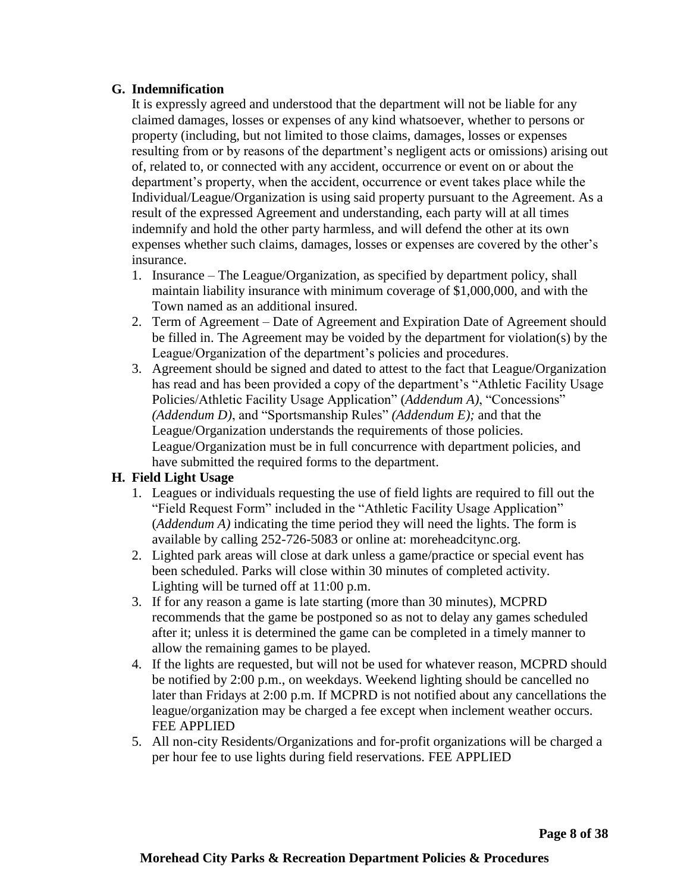**G. Indemnification**

It is expressly agreed and understood that the department will not be liable for any claimed damages, losses or expenses of any kind whatsoever, whether to persons or property (including, but not limited to those claims, damages, losses or expenses resulting from or by reasons of the department's negligent acts or omissions) arising out of, related to, or connected with any accident, occurrence or event on or about the department's property, when the accident, occurrence or event takes place while the Individual/League/Organization is using said property pursuant to the Agreement. As a result of the expressed Agreement and understanding, each party will at all times indemnify and hold the other party harmless, and will defend the other at its own expenses whether such claims, damages, losses or expenses are covered by the other's insurance.

1. Insurance – The League/Organization, as specified by department policy, shall maintain liability insurance with minimum coverage of $1,000,000, and with the Town named as an additional insured.
2. Term of Agreement – Date of Agreement and Expiration Date of Agreement should be filled in. The Agreement may be voided by the department for violation(s) by the League/Organization of the department's policies and procedures.
3. Agreement should be signed and dated to attest to the fact that League/Organization has read and has been provided a copy of the department's "Athletic Facility Usage Policies/Athletic Facility Usage Application" (*Addendum A)*, "Concessions" *(Addendum D)*, and "Sportsmanship Rules" *(Addendum E);* and that the League/Organization understands the requirements of those policies. League/Organization must be in full concurrence with department policies, and have submitted the required forms to the department.

**H. Field Light Usage**

1. Leagues or individuals requesting the use of field lights are required to fill out the "Field Request Form" included in the "Athletic Facility Usage Application" (*Addendum A)* indicating the time period they will need the lights. The form is available by calling 252-726-5083 or online at: moreheadcitync.org.
2. Lighted park areas will close at dark unless a game/practice or special event has been scheduled. Parks will close within 30 minutes of completed activity. Lighting will be turned off at 11:00 p.m.
3. If for any reason a game is late starting (more than 30 minutes), MCPRD recommends that the game be postponed so as not to delay any games scheduled after it; unless it is determined the game can be completed in a timely manner to allow the remaining games to be played.
4. If the lights are requested, but will not be used for whatever reason, MCPRD should be notified by 2:00 p.m., on weekdays. Weekend lighting should be cancelled no later than Fridays at 2:00 p.m. If MCPRD is not notified about any cancellations the league/organization may be charged a fee except when inclement weather occurs. FEE APPLIED
5. All non-city Residents/Organizations and for-profit organizations will be charged a per hour fee to use lights during field reservations. FEE APPLIED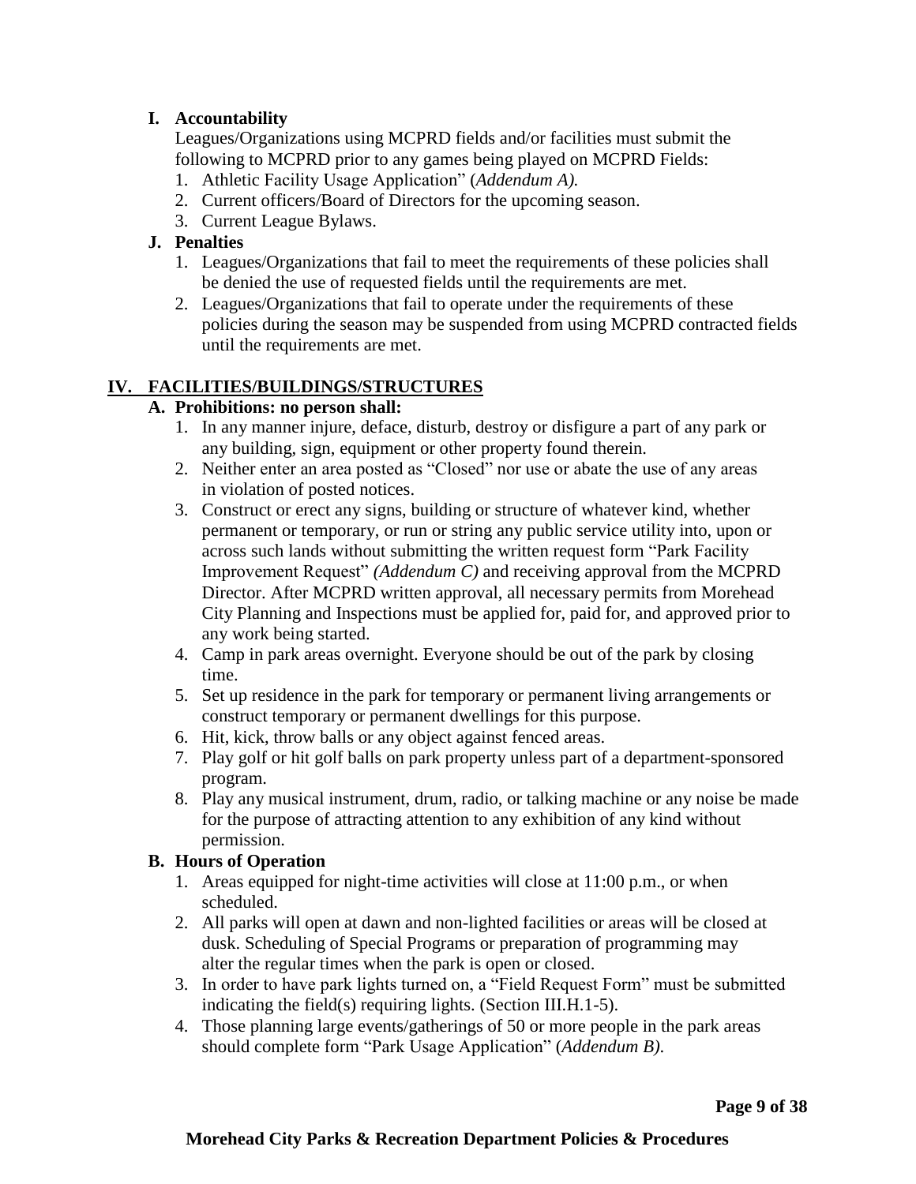**I. Accountability**

Leagues/Organizations using MCPRD fields and/or facilities must submit the following to MCPRD prior to any games being played on MCPRD Fields:

1. Athletic Facility Usage Application" (*Addendum A).*
2. Current officers/Board of Directors for the upcoming season.
3. Current League Bylaws.

**J. Penalties**

1. Leagues/Organizations that fail to meet the requirements of these policies shall be denied the use of requested fields until the requirements are met.
2. Leagues/Organizations that fail to operate under the requirements of these policies during the season may be suspended from using MCPRD contracted fields until the requirements are met.

## IV. FACILITIES/BUILDINGS/STRUCTURES

**A. Prohibitions: no person shall:**

1. In any manner injure, deface, disturb, destroy or disfigure a part of any park or any building, sign, equipment or other property found therein.
2. Neither enter an area posted as "Closed" nor use or abate the use of any areas in violation of posted notices.
3. Construct or erect any signs, building or structure of whatever kind, whether permanent or temporary, or run or string any public service utility into, upon or across such lands without submitting the written request form "Park Facility Improvement Request" *(Addendum C)* and receiving approval from the MCPRD Director. After MCPRD written approval, all necessary permits from Morehead City Planning and Inspections must be applied for, paid for, and approved prior to any work being started.
4. Camp in park areas overnight. Everyone should be out of the park by closing time.
5. Set up residence in the park for temporary or permanent living arrangements or construct temporary or permanent dwellings for this purpose.
6. Hit, kick, throw balls or any object against fenced areas.
7. Play golf or hit golf balls on park property unless part of a department-sponsored program.
8. Play any musical instrument, drum, radio, or talking machine or any noise be made for the purpose of attracting attention to any exhibition of any kind without permission.

**B. Hours of Operation**

1. Areas equipped for night-time activities will close at 11:00 p.m., or when scheduled.
2. All parks will open at dawn and non-lighted facilities or areas will be closed at dusk. Scheduling of Special Programs or preparation of programming may alter the regular times when the park is open or closed.
3. In order to have park lights turned on, a "Field Request Form" must be submitted indicating the field(s) requiring lights. (Section III.H.1-5).
4. Those planning large events/gatherings of 50 or more people in the park areas should complete form "Park Usage Application" (*Addendum B).*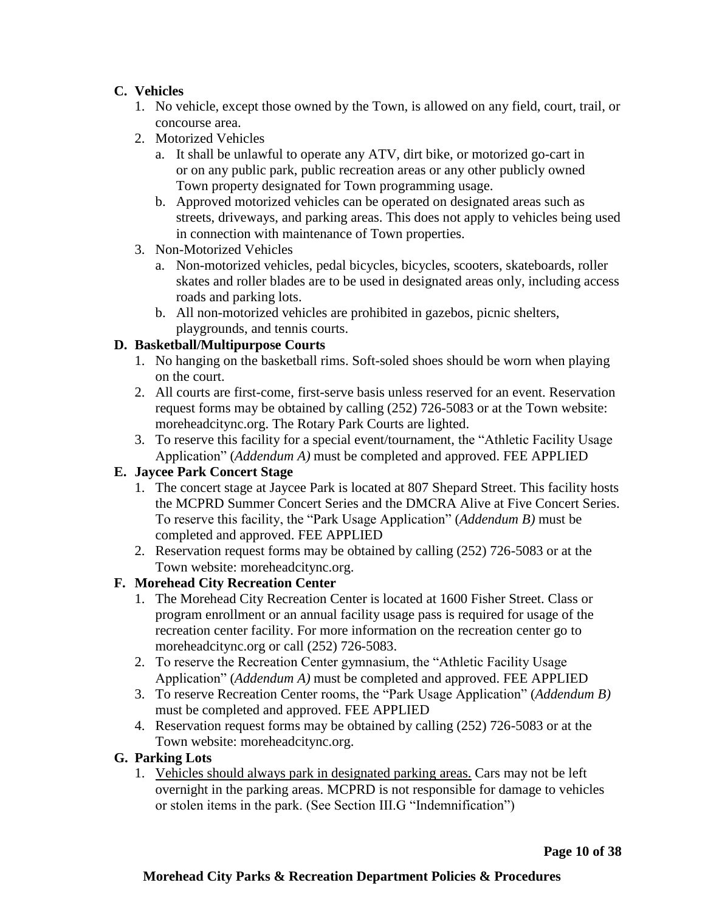**C. Vehicles**

1. No vehicle, except those owned by the Town, is allowed on any field, court, trail, or concourse area.
2. Motorized Vehicles
   a. It shall be unlawful to operate any ATV, dirt bike, or motorized go-cart in or on any public park, public recreation areas or any other publicly owned Town property designated for Town programming usage.
   b. Approved motorized vehicles can be operated on designated areas such as streets, driveways, and parking areas. This does not apply to vehicles being used in connection with maintenance of Town properties.
3. Non-Motorized Vehicles
   a. Non-motorized vehicles, pedal bicycles, bicycles, scooters, skateboards, roller skates and roller blades are to be used in designated areas only, including access roads and parking lots.
   b. All non-motorized vehicles are prohibited in gazebos, picnic shelters, playgrounds, and tennis courts.

**D. Basketball/Multipurpose Courts**

1. No hanging on the basketball rims. Soft-soled shoes should be worn when playing on the court.
2. All courts are first-come, first-serve basis unless reserved for an event. Reservation request forms may be obtained by calling (252) 726-5083 or at the Town website: moreheadcitync.org. The Rotary Park Courts are lighted.
3. To reserve this facility for a special event/tournament, the "Athletic Facility Usage Application" (*Addendum A)* must be completed and approved. FEE APPLIED

**E. Jaycee Park Concert Stage**

1. The concert stage at Jaycee Park is located at 807 Shepard Street. This facility hosts the MCPRD Summer Concert Series and the DMCRA Alive at Five Concert Series. To reserve this facility, the "Park Usage Application" (*Addendum B)* must be completed and approved. FEE APPLIED
2. Reservation request forms may be obtained by calling (252) 726-5083 or at the Town website: moreheadcitync.org.

**F. Morehead City Recreation Center**

1. The Morehead City Recreation Center is located at 1600 Fisher Street. Class or program enrollment or an annual facility usage pass is required for usage of the recreation center facility. For more information on the recreation center go to moreheadcitync.org or call (252) 726-5083.
2. To reserve the Recreation Center gymnasium, the "Athletic Facility Usage Application" (*Addendum A)* must be completed and approved. FEE APPLIED
3. To reserve Recreation Center rooms, the "Park Usage Application" (*Addendum B)* must be completed and approved. FEE APPLIED
4. Reservation request forms may be obtained by calling (252) 726-5083 or at the Town website: moreheadcitync.org.

**G. Parking Lots**

1. <u>Vehicles should always park in designated parking areas.</u> Cars may not be left overnight in the parking areas. MCPRD is not responsible for damage to vehicles or stolen items in the park. (See Section III.G "Indemnification")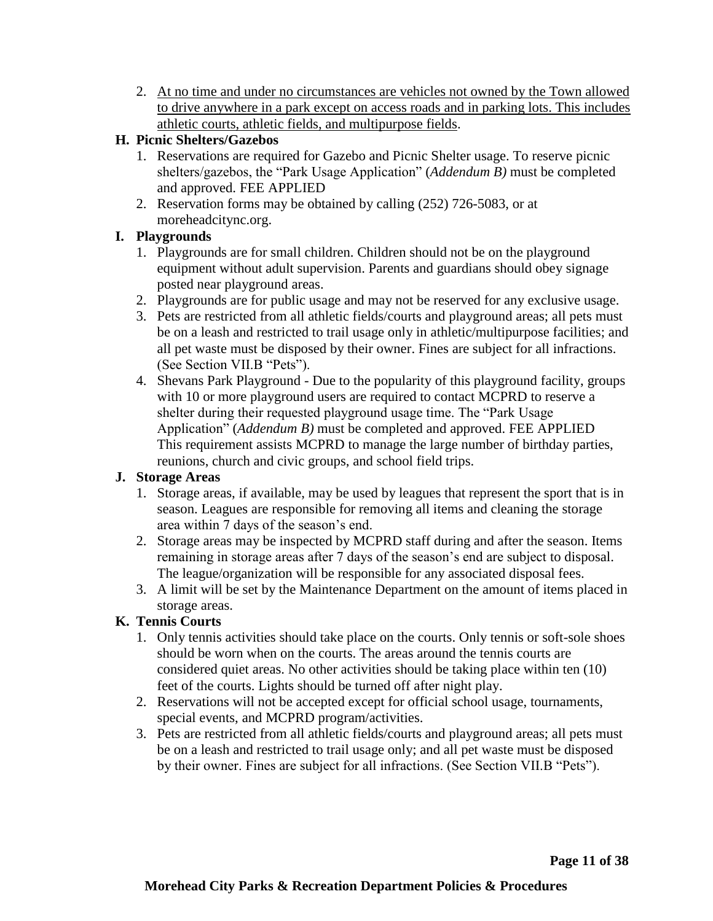2. <u>At no time and under no circumstances are vehicles not owned by the Town allowed to drive anywhere in a park except on access roads and in parking lots. This includes athletic courts, athletic fields, and multipurpose fields</u>.

### H. Picnic Shelters/Gazebos

1. Reservations are required for Gazebo and Picnic Shelter usage. To reserve picnic shelters/gazebos, the “Park Usage Application” (*Addendum B)* must be completed and approved. FEE APPLIED
2. Reservation forms may be obtained by calling (252) 726-5083, or at moreheadcitync.org.

### I. Playgrounds

1. Playgrounds are for small children. Children should not be on the playground equipment without adult supervision. Parents and guardians should obey signage posted near playground areas.
2. Playgrounds are for public usage and may not be reserved for any exclusive usage.
3. Pets are restricted from all athletic fields/courts and playground areas; all pets must be on a leash and restricted to trail usage only in athletic/multipurpose facilities; and all pet waste must be disposed by their owner. Fines are subject for all infractions. (See Section VII.B “Pets”).
4. Shevans Park Playground - Due to the popularity of this playground facility, groups with 10 or more playground users are required to contact MCPRD to reserve a shelter during their requested playground usage time. The “Park Usage Application” (*Addendum B)* must be completed and approved. FEE APPLIED This requirement assists MCPRD to manage the large number of birthday parties, reunions, church and civic groups, and school field trips.

### J. Storage Areas

1. Storage areas, if available, may be used by leagues that represent the sport that is in season. Leagues are responsible for removing all items and cleaning the storage area within 7 days of the season’s end.
2. Storage areas may be inspected by MCPRD staff during and after the season. Items remaining in storage areas after 7 days of the season’s end are subject to disposal. The league/organization will be responsible for any associated disposal fees.
3. A limit will be set by the Maintenance Department on the amount of items placed in storage areas.

### K. Tennis Courts

1. Only tennis activities should take place on the courts. Only tennis or soft-sole shoes should be worn when on the courts. The areas around the tennis courts are considered quiet areas. No other activities should be taking place within ten (10) feet of the courts. Lights should be turned off after night play.
2. Reservations will not be accepted except for official school usage, tournaments, special events, and MCPRD program/activities.
3. Pets are restricted from all athletic fields/courts and playground areas; all pets must be on a leash and restricted to trail usage only; and all pet waste must be disposed by their owner. Fines are subject for all infractions. (See Section VII.B “Pets”).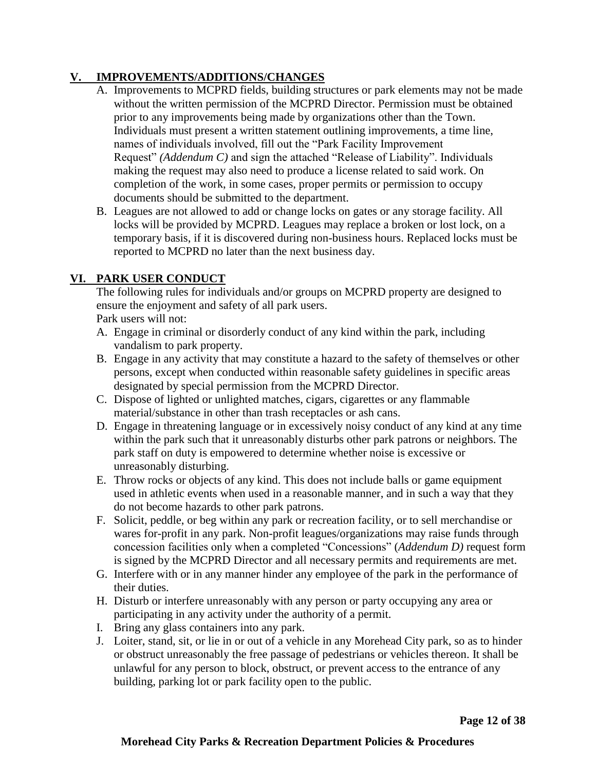## V. IMPROVEMENTS/ADDITIONS/CHANGES

A. Improvements to MCPRD fields, building structures or park elements may not be made without the written permission of the MCPRD Director. Permission must be obtained prior to any improvements being made by organizations other than the Town. Individuals must present a written statement outlining improvements, a time line, names of individuals involved, fill out the "Park Facility Improvement Request" *(Addendum C)* and sign the attached "Release of Liability". Individuals making the request may also need to produce a license related to said work. On completion of the work, in some cases, proper permits or permission to occupy documents should be submitted to the department.

B. Leagues are not allowed to add or change locks on gates or any storage facility. All locks will be provided by MCPRD. Leagues may replace a broken or lost lock, on a temporary basis, if it is discovered during non-business hours. Replaced locks must be reported to MCPRD no later than the next business day.

## VI. PARK USER CONDUCT

The following rules for individuals and/or groups on MCPRD property are designed to ensure the enjoyment and safety of all park users.

Park users will not:

A. Engage in criminal or disorderly conduct of any kind within the park, including vandalism to park property.

B. Engage in any activity that may constitute a hazard to the safety of themselves or other persons, except when conducted within reasonable safety guidelines in specific areas designated by special permission from the MCPRD Director.

C. Dispose of lighted or unlighted matches, cigars, cigarettes or any flammable material/substance in other than trash receptacles or ash cans.

D. Engage in threatening language or in excessively noisy conduct of any kind at any time within the park such that it unreasonably disturbs other park patrons or neighbors. The park staff on duty is empowered to determine whether noise is excessive or unreasonably disturbing.

E. Throw rocks or objects of any kind. This does not include balls or game equipment used in athletic events when used in a reasonable manner, and in such a way that they do not become hazards to other park patrons.

F. Solicit, peddle, or beg within any park or recreation facility, or to sell merchandise or wares for-profit in any park. Non-profit leagues/organizations may raise funds through concession facilities only when a completed "Concessions" (*Addendum D)* request form is signed by the MCPRD Director and all necessary permits and requirements are met.

G. Interfere with or in any manner hinder any employee of the park in the performance of their duties.

H. Disturb or interfere unreasonably with any person or party occupying any area or participating in any activity under the authority of a permit.

I. Bring any glass containers into any park.

J. Loiter, stand, sit, or lie in or out of a vehicle in any Morehead City park, so as to hinder or obstruct unreasonably the free passage of pedestrians or vehicles thereon. It shall be unlawful for any person to block, obstruct, or prevent access to the entrance of any building, parking lot or park facility open to the public.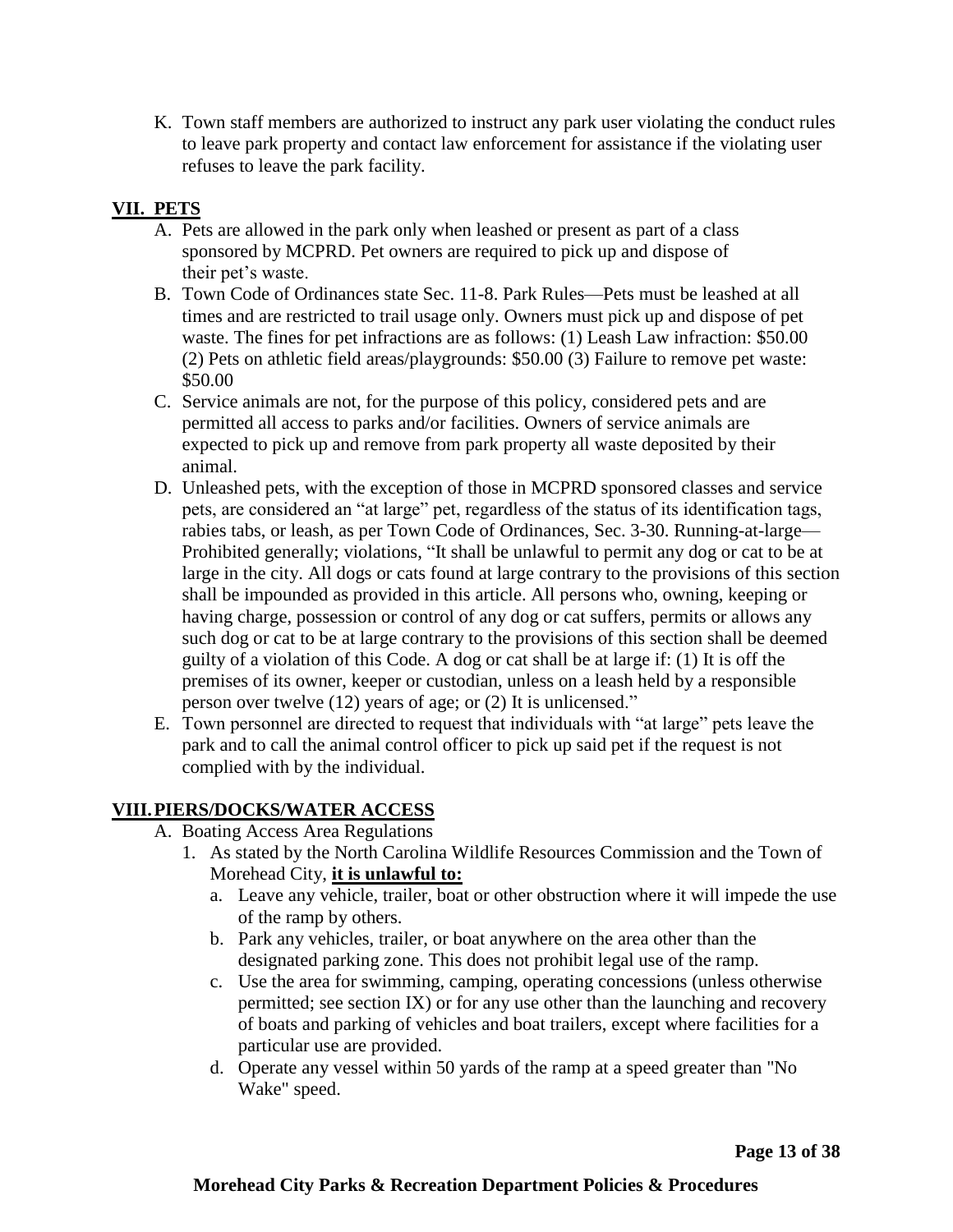K. Town staff members are authorized to instruct any park user violating the conduct rules to leave park property and contact law enforcement for assistance if the violating user refuses to leave the park facility.

## VII. PETS

A. Pets are allowed in the park only when leashed or present as part of a class sponsored by MCPRD. Pet owners are required to pick up and dispose of their pet's waste.

B. Town Code of Ordinances state Sec. 11-8. Park Rules—Pets must be leashed at all times and are restricted to trail usage only. Owners must pick up and dispose of pet waste. The fines for pet infractions are as follows: (1) Leash Law infraction: $50.00 (2) Pets on athletic field areas/playgrounds: $50.00 (3) Failure to remove pet waste: $50.00

C. Service animals are not, for the purpose of this policy, considered pets and are permitted all access to parks and/or facilities. Owners of service animals are expected to pick up and remove from park property all waste deposited by their animal.

D. Unleashed pets, with the exception of those in MCPRD sponsored classes and service pets, are considered an "at large" pet, regardless of the status of its identification tags, rabies tabs, or leash, as per Town Code of Ordinances, Sec. 3-30. Running-at-large—Prohibited generally; violations, "It shall be unlawful to permit any dog or cat to be at large in the city. All dogs or cats found at large contrary to the provisions of this section shall be impounded as provided in this article. All persons who, owning, keeping or having charge, possession or control of any dog or cat suffers, permits or allows any such dog or cat to be at large contrary to the provisions of this section shall be deemed guilty of a violation of this Code. A dog or cat shall be at large if: (1) It is off the premises of its owner, keeper or custodian, unless on a leash held by a responsible person over twelve (12) years of age; or (2) It is unlicensed."

E. Town personnel are directed to request that individuals with "at large" pets leave the park and to call the animal control officer to pick up said pet if the request is not complied with by the individual.

## VIII. PIERS/DOCKS/WATER ACCESS

A. Boating Access Area Regulations

1. As stated by the North Carolina Wildlife Resources Commission and the Town of Morehead City, **it is unlawful to:**

   a. Leave any vehicle, trailer, boat or other obstruction where it will impede the use of the ramp by others.

   b. Park any vehicles, trailer, or boat anywhere on the area other than the designated parking zone. This does not prohibit legal use of the ramp.

   c. Use the area for swimming, camping, operating concessions (unless otherwise permitted; see section IX) or for any use other than the launching and recovery of boats and parking of vehicles and boat trailers, except where facilities for a particular use are provided.

   d. Operate any vessel within 50 yards of the ramp at a speed greater than "No Wake" speed.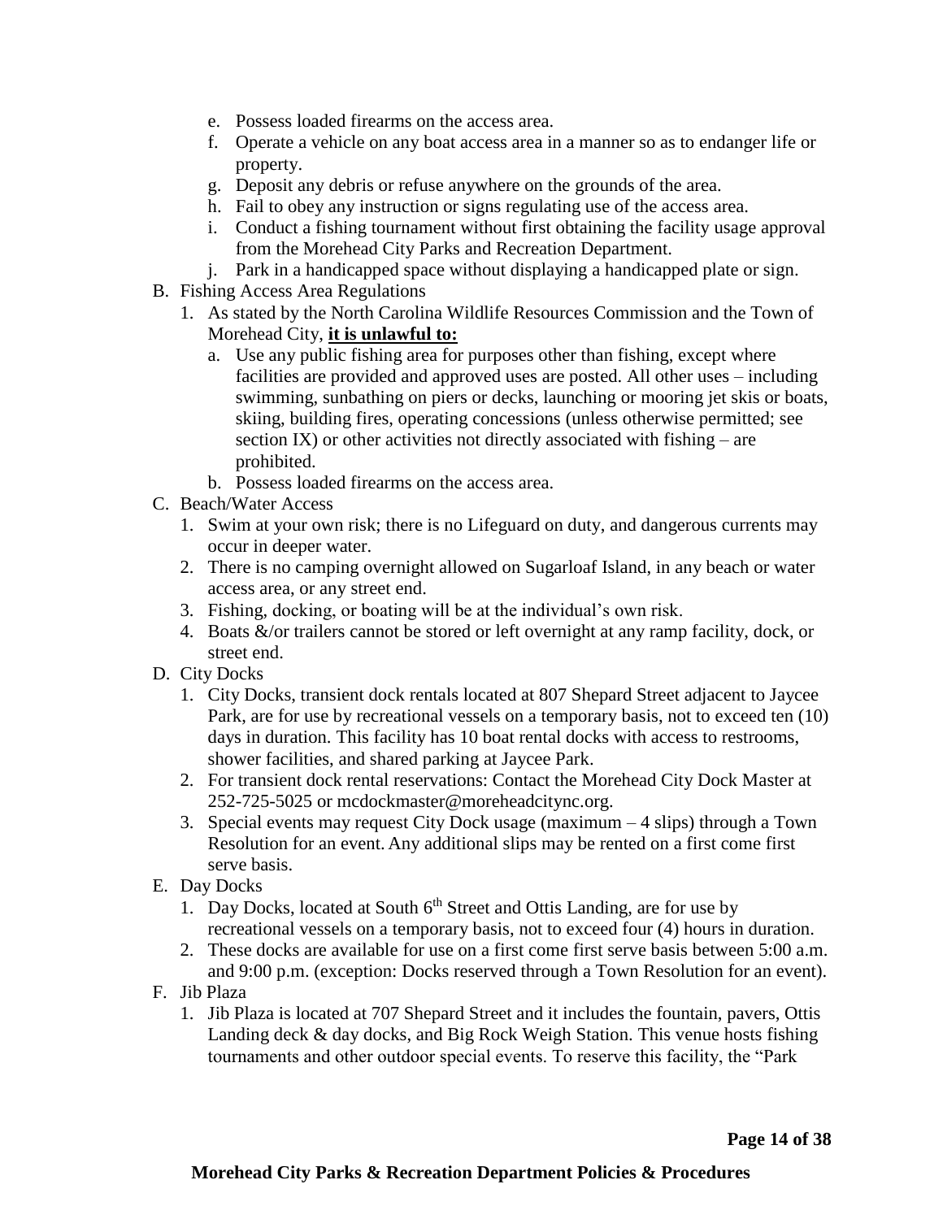e. Possess loaded firearms on the access area.
   f. Operate a vehicle on any boat access area in a manner so as to endanger life or property.
   g. Deposit any debris or refuse anywhere on the grounds of the area.
   h. Fail to obey any instruction or signs regulating use of the access area.
   i. Conduct a fishing tournament without first obtaining the facility usage approval from the Morehead City Parks and Recreation Department.
   j. Park in a handicapped space without displaying a handicapped plate or sign.

B. Fishing Access Area Regulations
   1. As stated by the North Carolina Wildlife Resources Commission and the Town of Morehead City, **it is unlawful to:**
      a. Use any public fishing area for purposes other than fishing, except where facilities are provided and approved uses are posted. All other uses – including swimming, sunbathing on piers or decks, launching or mooring jet skis or boats, skiing, building fires, operating concessions (unless otherwise permitted; see section IX) or other activities not directly associated with fishing – are prohibited.
      b. Possess loaded firearms on the access area.

C. Beach/Water Access
   1. Swim at your own risk; there is no Lifeguard on duty, and dangerous currents may occur in deeper water.
   2. There is no camping overnight allowed on Sugarloaf Island, in any beach or water access area, or any street end.
   3. Fishing, docking, or boating will be at the individual's own risk.
   4. Boats &/or trailers cannot be stored or left overnight at any ramp facility, dock, or street end.

D. City Docks
   1. City Docks, transient dock rentals located at 807 Shepard Street adjacent to Jaycee Park, are for use by recreational vessels on a temporary basis, not to exceed ten (10) days in duration. This facility has 10 boat rental docks with access to restrooms, shower facilities, and shared parking at Jaycee Park.
   2. For transient dock rental reservations: Contact the Morehead City Dock Master at 252-725-5025 or mcdockmaster@moreheadcitync.org.
   3. Special events may request City Dock usage (maximum – 4 slips) through a Town Resolution for an event. Any additional slips may be rented on a first come first serve basis.

E. Day Docks
   1. Day Docks, located at South 6th Street and Ottis Landing, are for use by recreational vessels on a temporary basis, not to exceed four (4) hours in duration.
   2. These docks are available for use on a first come first serve basis between 5:00 a.m. and 9:00 p.m. (exception: Docks reserved through a Town Resolution for an event).

F. Jib Plaza
   1. Jib Plaza is located at 707 Shepard Street and it includes the fountain, pavers, Ottis Landing deck & day docks, and Big Rock Weigh Station. This venue hosts fishing tournaments and other outdoor special events. To reserve this facility, the "Park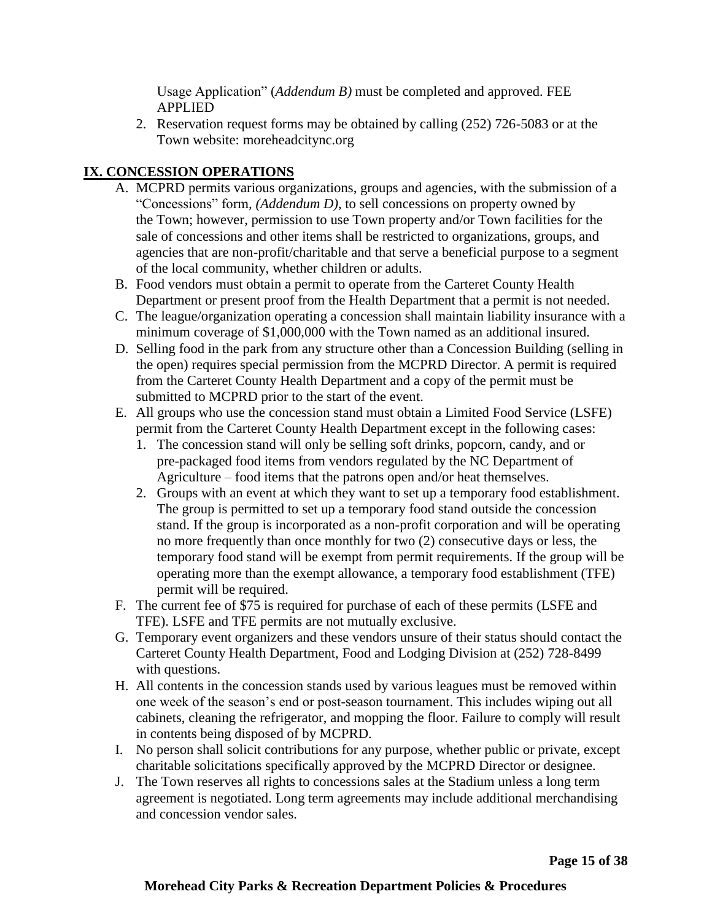Usage Application" (*Addendum B)* must be completed and approved. FEE APPLIED

2. Reservation request forms may be obtained by calling (252) 726-5083 or at the Town website: moreheadcitync.org

## IX. CONCESSION OPERATIONS

A. MCPRD permits various organizations, groups and agencies, with the submission of a "Concessions" form, *(Addendum D)*, to sell concessions on property owned by the Town; however, permission to use Town property and/or Town facilities for the sale of concessions and other items shall be restricted to organizations, groups, and agencies that are non-profit/charitable and that serve a beneficial purpose to a segment of the local community, whether children or adults.

B. Food vendors must obtain a permit to operate from the Carteret County Health Department or present proof from the Health Department that a permit is not needed.

C. The league/organization operating a concession shall maintain liability insurance with a minimum coverage of $1,000,000 with the Town named as an additional insured.

D. Selling food in the park from any structure other than a Concession Building (selling in the open) requires special permission from the MCPRD Director. A permit is required from the Carteret County Health Department and a copy of the permit must be submitted to MCPRD prior to the start of the event.

E. All groups who use the concession stand must obtain a Limited Food Service (LSFE) permit from the Carteret County Health Department except in the following cases:
   1. The concession stand will only be selling soft drinks, popcorn, candy, and or pre-packaged food items from vendors regulated by the NC Department of Agriculture – food items that the patrons open and/or heat themselves.
   2. Groups with an event at which they want to set up a temporary food establishment. The group is permitted to set up a temporary food stand outside the concession stand. If the group is incorporated as a non-profit corporation and will be operating no more frequently than once monthly for two (2) consecutive days or less, the temporary food stand will be exempt from permit requirements. If the group will be operating more than the exempt allowance, a temporary food establishment (TFE) permit will be required.

F. The current fee of $75 is required for purchase of each of these permits (LSFE and TFE). LSFE and TFE permits are not mutually exclusive.

G. Temporary event organizers and these vendors unsure of their status should contact the Carteret County Health Department, Food and Lodging Division at (252) 728-8499 with questions.

H. All contents in the concession stands used by various leagues must be removed within one week of the season's end or post-season tournament. This includes wiping out all cabinets, cleaning the refrigerator, and mopping the floor. Failure to comply will result in contents being disposed of by MCPRD.

I. No person shall solicit contributions for any purpose, whether public or private, except charitable solicitations specifically approved by the MCPRD Director or designee.

J. The Town reserves all rights to concessions sales at the Stadium unless a long term agreement is negotiated. Long term agreements may include additional merchandising and concession vendor sales.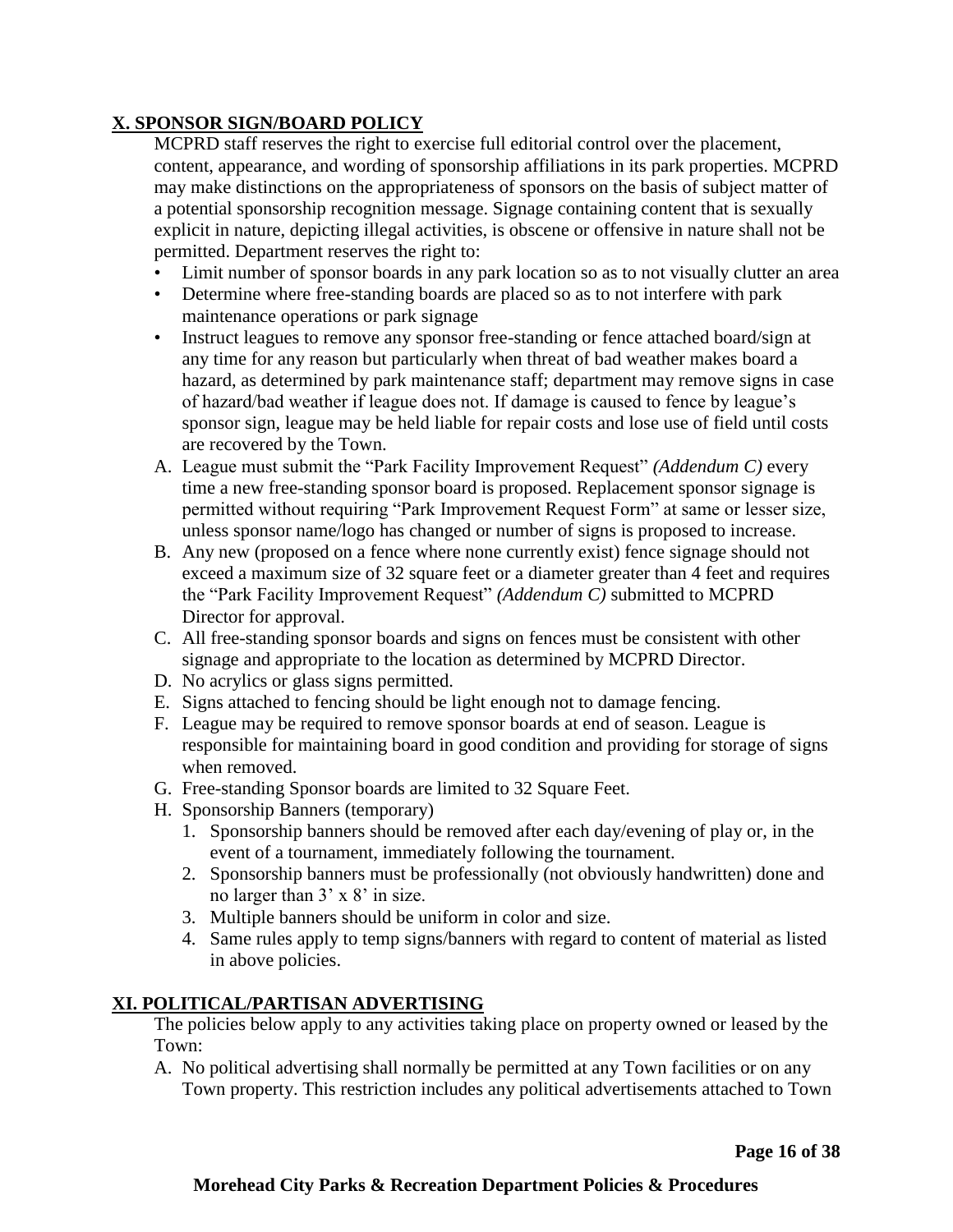## X. SPONSOR SIGN/BOARD POLICY

MCPRD staff reserves the right to exercise full editorial control over the placement, content, appearance, and wording of sponsorship affiliations in its park properties. MCPRD may make distinctions on the appropriateness of sponsors on the basis of subject matter of a potential sponsorship recognition message. Signage containing content that is sexually explicit in nature, depicting illegal activities, is obscene or offensive in nature shall not be permitted. Department reserves the right to:

- Limit number of sponsor boards in any park location so as to not visually clutter an area
- Determine where free-standing boards are placed so as to not interfere with park maintenance operations or park signage
- Instruct leagues to remove any sponsor free-standing or fence attached board/sign at any time for any reason but particularly when threat of bad weather makes board a hazard, as determined by park maintenance staff; department may remove signs in case of hazard/bad weather if league does not. If damage is caused to fence by league's sponsor sign, league may be held liable for repair costs and lose use of field until costs are recovered by the Town.

A. League must submit the "Park Facility Improvement Request" *(Addendum C)* every time a new free-standing sponsor board is proposed. Replacement sponsor signage is permitted without requiring "Park Improvement Request Form" at same or lesser size, unless sponsor name/logo has changed or number of signs is proposed to increase.

B. Any new (proposed on a fence where none currently exist) fence signage should not exceed a maximum size of 32 square feet or a diameter greater than 4 feet and requires the "Park Facility Improvement Request" *(Addendum C)* submitted to MCPRD Director for approval.

C. All free-standing sponsor boards and signs on fences must be consistent with other signage and appropriate to the location as determined by MCPRD Director.

D. No acrylics or glass signs permitted.

E. Signs attached to fencing should be light enough not to damage fencing.

F. League may be required to remove sponsor boards at end of season. League is responsible for maintaining board in good condition and providing for storage of signs when removed.

G. Free-standing Sponsor boards are limited to 32 Square Feet.

H. Sponsorship Banners (temporary)
   1. Sponsorship banners should be removed after each day/evening of play or, in the event of a tournament, immediately following the tournament.
   2. Sponsorship banners must be professionally (not obviously handwritten) done and no larger than 3' x 8' in size.
   3. Multiple banners should be uniform in color and size.
   4. Same rules apply to temp signs/banners with regard to content of material as listed in above policies.

## XI. POLITICAL/PARTISAN ADVERTISING

The policies below apply to any activities taking place on property owned or leased by the Town:

A. No political advertising shall normally be permitted at any Town facilities or on any Town property. This restriction includes any political advertisements attached to Town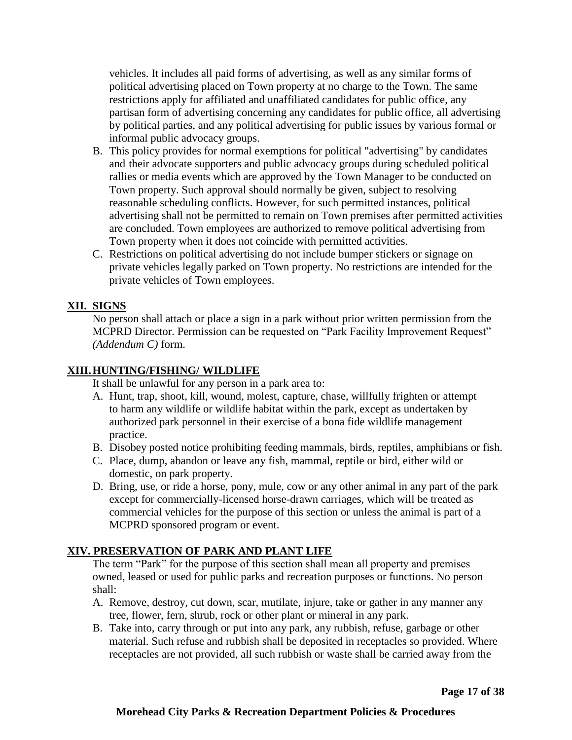vehicles. It includes all paid forms of advertising, as well as any similar forms of political advertising placed on Town property at no charge to the Town. The same restrictions apply for affiliated and unaffiliated candidates for public office, any partisan form of advertising concerning any candidates for public office, all advertising by political parties, and any political advertising for public issues by various formal or informal public advocacy groups.

B. This policy provides for normal exemptions for political "advertising" by candidates and their advocate supporters and public advocacy groups during scheduled political rallies or media events which are approved by the Town Manager to be conducted on Town property. Such approval should normally be given, subject to resolving reasonable scheduling conflicts. However, for such permitted instances, political advertising shall not be permitted to remain on Town premises after permitted activities are concluded. Town employees are authorized to remove political advertising from Town property when it does not coincide with permitted activities.
C. Restrictions on political advertising do not include bumper stickers or signage on private vehicles legally parked on Town property. No restrictions are intended for the private vehicles of Town employees.

## XII. SIGNS

No person shall attach or place a sign in a park without prior written permission from the MCPRD Director. Permission can be requested on “Park Facility Improvement Request” *(Addendum C)* form.

## XIII. HUNTING/FISHING/ WILDLIFE

It shall be unlawful for any person in a park area to:

A. Hunt, trap, shoot, kill, wound, molest, capture, chase, willfully frighten or attempt to harm any wildlife or wildlife habitat within the park, except as undertaken by authorized park personnel in their exercise of a bona fide wildlife management practice.
B. Disobey posted notice prohibiting feeding mammals, birds, reptiles, amphibians or fish.
C. Place, dump, abandon or leave any fish, mammal, reptile or bird, either wild or domestic, on park property.
D. Bring, use, or ride a horse, pony, mule, cow or any other animal in any part of the park except for commercially-licensed horse-drawn carriages, which will be treated as commercial vehicles for the purpose of this section or unless the animal is part of a MCPRD sponsored program or event.

## XIV. PRESERVATION OF PARK AND PLANT LIFE

The term “Park” for the purpose of this section shall mean all property and premises owned, leased or used for public parks and recreation purposes or functions. No person shall:

A. Remove, destroy, cut down, scar, mutilate, injure, take or gather in any manner any tree, flower, fern, shrub, rock or other plant or mineral in any park.
B. Take into, carry through or put into any park, any rubbish, refuse, garbage or other material. Such refuse and rubbish shall be deposited in receptacles so provided. Where receptacles are not provided, all such rubbish or waste shall be carried away from the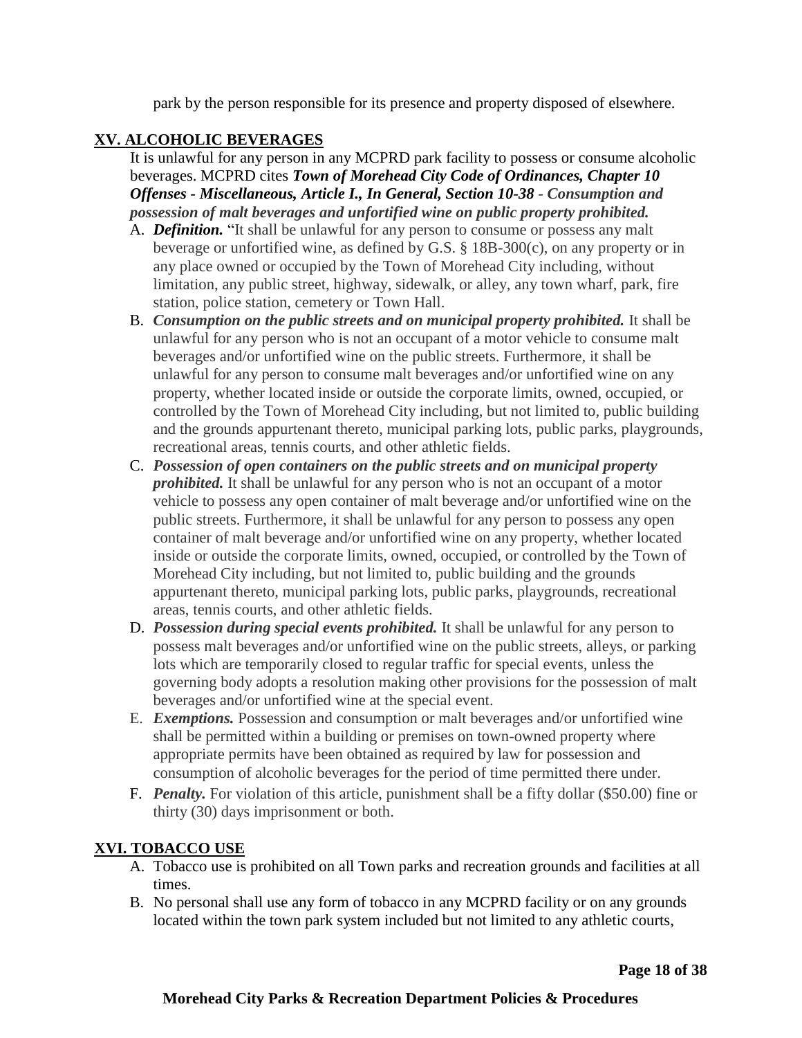park by the person responsible for its presence and property disposed of elsewhere.

## XV. ALCOHOLIC BEVERAGES

It is unlawful for any person in any MCPRD park facility to possess or consume alcoholic beverages. MCPRD cites ***Town of Morehead City Code of Ordinances, Chapter 10 Offenses - Miscellaneous, Article I., In General, Section 10-38 - Consumption and possession of malt beverages and unfortified wine on public property prohibited.***

A. ***Definition.*** "It shall be unlawful for any person to consume or possess any malt beverage or unfortified wine, as defined by G.S. § 18B-300(c), on any property or in any place owned or occupied by the Town of Morehead City including, without limitation, any public street, highway, sidewalk, or alley, any town wharf, park, fire station, police station, cemetery or Town Hall.

B. ***Consumption on the public streets and on municipal property prohibited.*** It shall be unlawful for any person who is not an occupant of a motor vehicle to consume malt beverages and/or unfortified wine on the public streets. Furthermore, it shall be unlawful for any person to consume malt beverages and/or unfortified wine on any property, whether located inside or outside the corporate limits, owned, occupied, or controlled by the Town of Morehead City including, but not limited to, public building and the grounds appurtenant thereto, municipal parking lots, public parks, playgrounds, recreational areas, tennis courts, and other athletic fields.

C. ***Possession of open containers on the public streets and on municipal property prohibited.*** It shall be unlawful for any person who is not an occupant of a motor vehicle to possess any open container of malt beverage and/or unfortified wine on the public streets. Furthermore, it shall be unlawful for any person to possess any open container of malt beverage and/or unfortified wine on any property, whether located inside or outside the corporate limits, owned, occupied, or controlled by the Town of Morehead City including, but not limited to, public building and the grounds appurtenant thereto, municipal parking lots, public parks, playgrounds, recreational areas, tennis courts, and other athletic fields.

D. ***Possession during special events prohibited.*** It shall be unlawful for any person to possess malt beverages and/or unfortified wine on the public streets, alleys, or parking lots which are temporarily closed to regular traffic for special events, unless the governing body adopts a resolution making other provisions for the possession of malt beverages and/or unfortified wine at the special event.

E. ***Exemptions.*** Possession and consumption or malt beverages and/or unfortified wine shall be permitted within a building or premises on town-owned property where appropriate permits have been obtained as required by law for possession and consumption of alcoholic beverages for the period of time permitted there under.

F. ***Penalty.*** For violation of this article, punishment shall be a fifty dollar ($50.00) fine or thirty (30) days imprisonment or both.

## XVI. TOBACCO USE

A. Tobacco use is prohibited on all Town parks and recreation grounds and facilities at all times.

B. No personal shall use any form of tobacco in any MCPRD facility or on any grounds located within the town park system included but not limited to any athletic courts,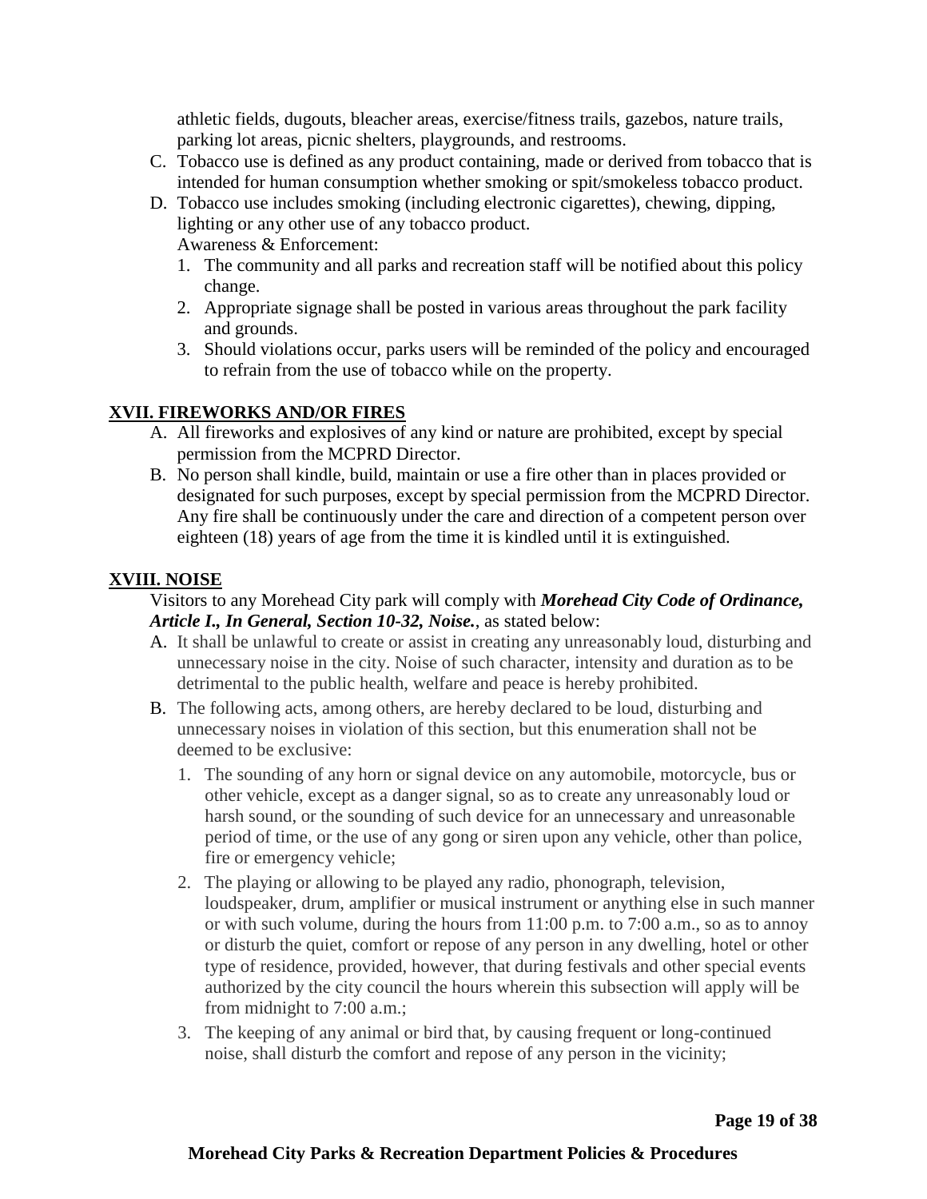athletic fields, dugouts, bleacher areas, exercise/fitness trails, gazebos, nature trails, parking lot areas, picnic shelters, playgrounds, and restrooms.

C. Tobacco use is defined as any product containing, made or derived from tobacco that is intended for human consumption whether smoking or spit/smokeless tobacco product.
D. Tobacco use includes smoking (including electronic cigarettes), chewing, dipping, lighting or any other use of any tobacco product.
   Awareness & Enforcement:
   1. The community and all parks and recreation staff will be notified about this policy change.
   2. Appropriate signage shall be posted in various areas throughout the park facility and grounds.
   3. Should violations occur, parks users will be reminded of the policy and encouraged to refrain from the use of tobacco while on the property.

## XVII. FIREWORKS AND/OR FIRES

A. All fireworks and explosives of any kind or nature are prohibited, except by special permission from the MCPRD Director.
B. No person shall kindle, build, maintain or use a fire other than in places provided or designated for such purposes, except by special permission from the MCPRD Director. Any fire shall be continuously under the care and direction of a competent person over eighteen (18) years of age from the time it is kindled until it is extinguished.

## XVIII. NOISE

Visitors to any Morehead City park will comply with ***Morehead City Code of Ordinance, Article I., In General, Section 10-32, Noise.***, as stated below:

A. It shall be unlawful to create or assist in creating any unreasonably loud, disturbing and unnecessary noise in the city. Noise of such character, intensity and duration as to be detrimental to the public health, welfare and peace is hereby prohibited.
B. The following acts, among others, are hereby declared to be loud, disturbing and unnecessary noises in violation of this section, but this enumeration shall not be deemed to be exclusive:
   1. The sounding of any horn or signal device on any automobile, motorcycle, bus or other vehicle, except as a danger signal, so as to create any unreasonably loud or harsh sound, or the sounding of such device for an unnecessary and unreasonable period of time, or the use of any gong or siren upon any vehicle, other than police, fire or emergency vehicle;
   2. The playing or allowing to be played any radio, phonograph, television, loudspeaker, drum, amplifier or musical instrument or anything else in such manner or with such volume, during the hours from 11:00 p.m. to 7:00 a.m., so as to annoy or disturb the quiet, comfort or repose of any person in any dwelling, hotel or other type of residence, provided, however, that during festivals and other special events authorized by the city council the hours wherein this subsection will apply will be from midnight to 7:00 a.m.;
   3. The keeping of any animal or bird that, by causing frequent or long-continued noise, shall disturb the comfort and repose of any person in the vicinity;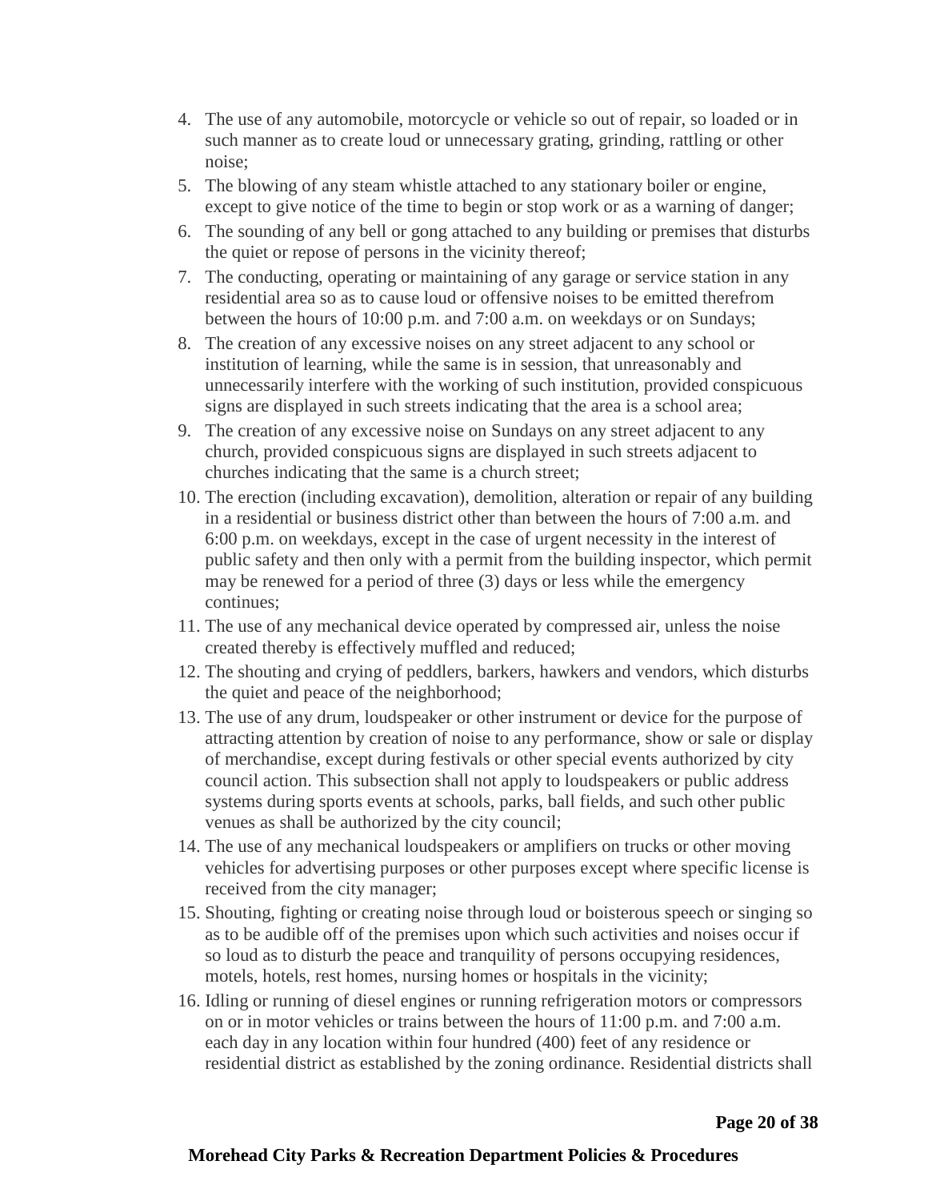4. The use of any automobile, motorcycle or vehicle so out of repair, so loaded or in such manner as to create loud or unnecessary grating, grinding, rattling or other noise;
5. The blowing of any steam whistle attached to any stationary boiler or engine, except to give notice of the time to begin or stop work or as a warning of danger;
6. The sounding of any bell or gong attached to any building or premises that disturbs the quiet or repose of persons in the vicinity thereof;
7. The conducting, operating or maintaining of any garage or service station in any residential area so as to cause loud or offensive noises to be emitted therefrom between the hours of 10:00 p.m. and 7:00 a.m. on weekdays or on Sundays;
8. The creation of any excessive noises on any street adjacent to any school or institution of learning, while the same is in session, that unreasonably and unnecessarily interfere with the working of such institution, provided conspicuous signs are displayed in such streets indicating that the area is a school area;
9. The creation of any excessive noise on Sundays on any street adjacent to any church, provided conspicuous signs are displayed in such streets adjacent to churches indicating that the same is a church street;
10. The erection (including excavation), demolition, alteration or repair of any building in a residential or business district other than between the hours of 7:00 a.m. and 6:00 p.m. on weekdays, except in the case of urgent necessity in the interest of public safety and then only with a permit from the building inspector, which permit may be renewed for a period of three (3) days or less while the emergency continues;
11. The use of any mechanical device operated by compressed air, unless the noise created thereby is effectively muffled and reduced;
12. The shouting and crying of peddlers, barkers, hawkers and vendors, which disturbs the quiet and peace of the neighborhood;
13. The use of any drum, loudspeaker or other instrument or device for the purpose of attracting attention by creation of noise to any performance, show or sale or display of merchandise, except during festivals or other special events authorized by city council action. This subsection shall not apply to loudspeakers or public address systems during sports events at schools, parks, ball fields, and such other public venues as shall be authorized by the city council;
14. The use of any mechanical loudspeakers or amplifiers on trucks or other moving vehicles for advertising purposes or other purposes except where specific license is received from the city manager;
15. Shouting, fighting or creating noise through loud or boisterous speech or singing so as to be audible off of the premises upon which such activities and noises occur if so loud as to disturb the peace and tranquility of persons occupying residences, motels, hotels, rest homes, nursing homes or hospitals in the vicinity;
16. Idling or running of diesel engines or running refrigeration motors or compressors on or in motor vehicles or trains between the hours of 11:00 p.m. and 7:00 a.m. each day in any location within four hundred (400) feet of any residence or residential district as established by the zoning ordinance. Residential districts shall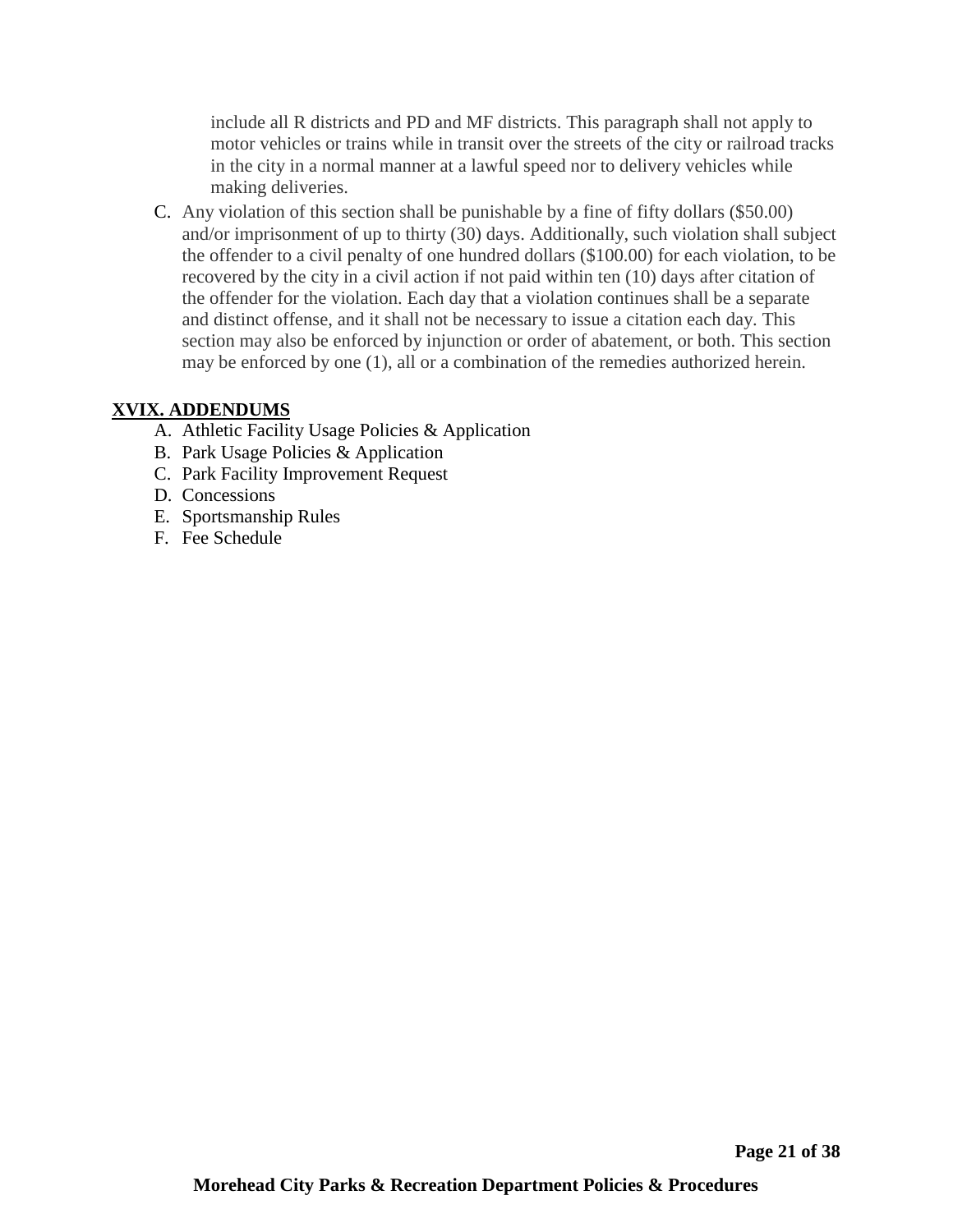include all R districts and PD and MF districts. This paragraph shall not apply to motor vehicles or trains while in transit over the streets of the city or railroad tracks in the city in a normal manner at a lawful speed nor to delivery vehicles while making deliveries.

C. Any violation of this section shall be punishable by a fine of fifty dollars ($50.00) and/or imprisonment of up to thirty (30) days. Additionally, such violation shall subject the offender to a civil penalty of one hundred dollars ($100.00) for each violation, to be recovered by the city in a civil action if not paid within ten (10) days after citation of the offender for the violation. Each day that a violation continues shall be a separate and distinct offense, and it shall not be necessary to issue a citation each day. This section may also be enforced by injunction or order of abatement, or both. This section may be enforced by one (1), all or a combination of the remedies authorized herein.

## XVIX. ADDENDUMS

A. Athletic Facility Usage Policies & Application
B. Park Usage Policies & Application
C. Park Facility Improvement Request
D. Concessions
E. Sportsmanship Rules
F. Fee Schedule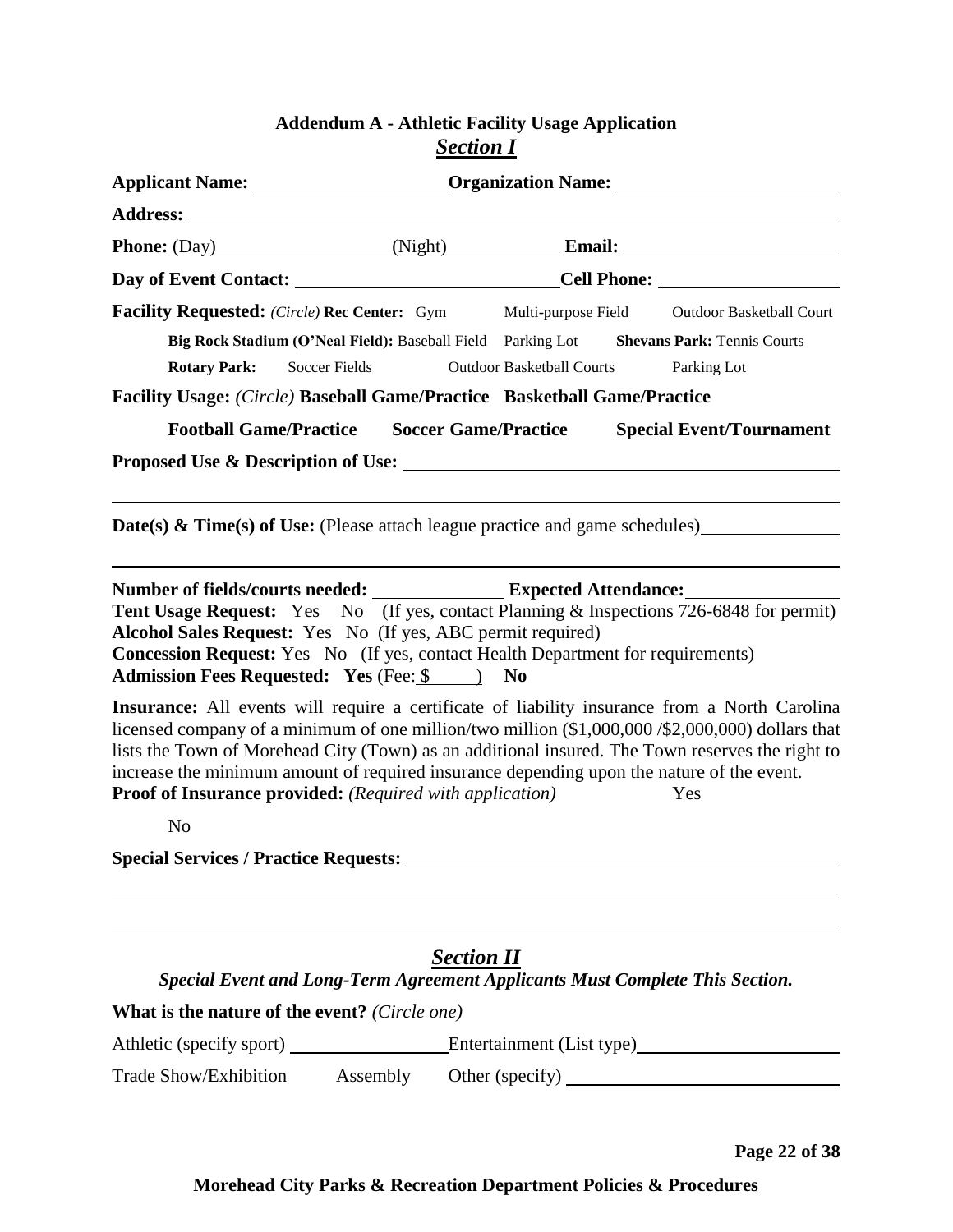**Addendum A - Athletic Facility Usage Application**

***Section I***

**Applicant Name:** ____________________ **Organization Name:** ____________________

**Address:** ________________________________________________

**Phone:** (Day) ________________ (Night) ________________ **Email:** ____________________

**Day of Event Contact:** ________________________ **Cell Phone:** ________________

**Facility Requested:** *(Circle)* **Rec Center:** Gym Multi-purpose Field Outdoor Basketball Court

**Big Rock Stadium (O'Neal Field):** Baseball Field Parking Lot **Shevans Park:** Tennis Courts

**Rotary Park:** Soccer Fields Outdoor Basketball Courts Parking Lot

**Facility Usage:** *(Circle)* **Baseball Game/Practice Basketball Game/Practice**

**Football Game/Practice Soccer Game/Practice Special Event/Tournament**

**Proposed Use & Description of Use:** ________________________________________________

________________________________________________________________

**Date(s) & Time(s) of Use:** (Please attach league practice and game schedules) ________________

________________________________________________________________

**Number of fields/courts needed:** ______________ **Expected Attendance:** ______________

**Tent Usage Request:** Yes No (If yes, contact Planning & Inspections 726-6848 for permit)

**Alcohol Sales Request:** Yes No (If yes, ABC permit required)

**Concession Request:** Yes No (If yes, contact Health Department for requirements)

**Admission Fees Requested: Yes** (Fee: $ ______ ) **No**

**Insurance:** All events will require a certificate of liability insurance from a North Carolina licensed company of a minimum of one million/two million ($1,000,000 /$2,000,000) dollars that lists the Town of Morehead City (Town) as an additional insured. The Town reserves the right to increase the minimum amount of required insurance depending upon the nature of the event.

**Proof of Insurance provided:** *(Required with application)* Yes

No

**Special Services / Practice Requests:** ________________________________________________

________________________________________________________________

________________________________________________________________

***Section II***

***Special Event and Long-Term Agreement Applicants Must Complete This Section.***

**What is the nature of the event?** *(Circle one)*

Athletic (specify sport) ________________ Entertainment (List type) ____________________

Trade Show/Exhibition Assembly Other (specify) ____________________________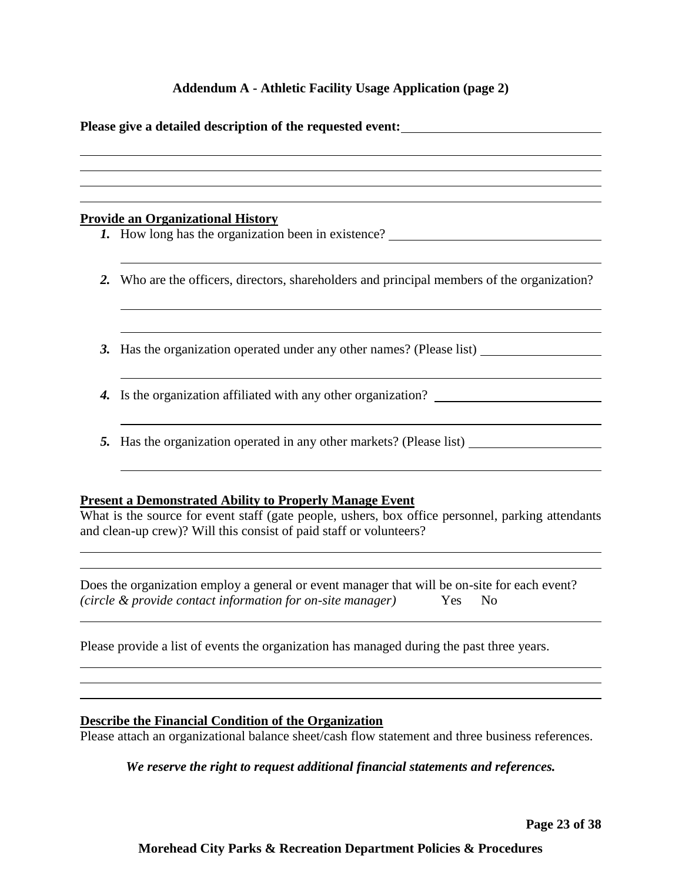## Addendum A - Athletic Facility Usage Application (page 2)

**Please give a detailed description of the requested event:**

**Provide an Organizational History**

1. How long has the organization been in existence?
2. Who are the officers, directors, shareholders and principal members of the organization?
3. Has the organization operated under any other names? (Please list)
4. Is the organization affiliated with any other organization?
5. Has the organization operated in any other markets? (Please list)

**Present a Demonstrated Ability to Properly Manage Event**

What is the source for event staff (gate people, ushers, box office personnel, parking attendants and clean-up crew)? Will this consist of paid staff or volunteers?

Does the organization employ a general or event manager that will be on-site for each event? *(circle & provide contact information for on-site manager)* Yes No

Please provide a list of events the organization has managed during the past three years.

**Describe the Financial Condition of the Organization**

Please attach an organizational balance sheet/cash flow statement and three business references.

***We reserve the right to request additional financial statements and references.***

**Morehead City Parks & Recreation Department Policies & Procedures**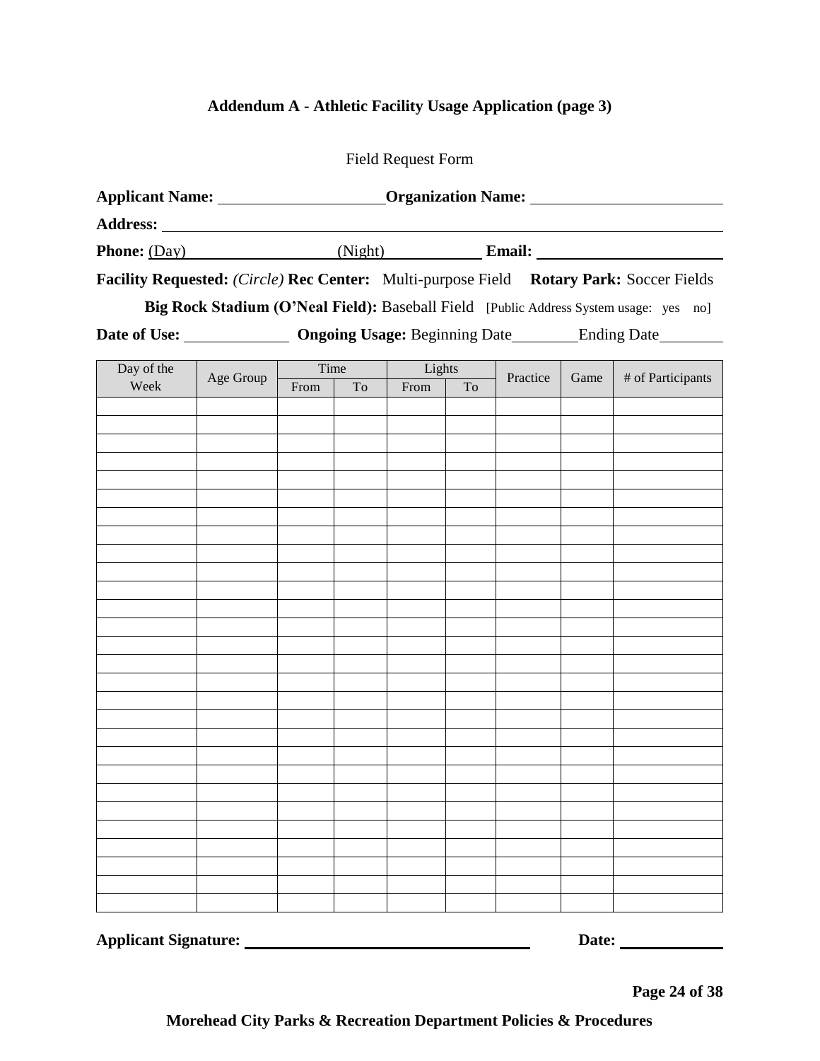**Addendum A - Athletic Facility Usage Application (page 3)**

Field Request Form

**Applicant Name:** ____________________ **Organization Name:** ________________________

**Address:** ______________________________________________________________________

**Phone:** (Day)__________________ (Night)____________ **Email:** ______________________

**Facility Requested:** *(Circle)* **Rec Center:** Multi-purpose Field **Rotary Park:** Soccer Fields

**Big Rock Stadium (O'Neal Field):** Baseball Field [Public Address System usage: yes no]

**Date of Use:** _____________ **Ongoing Usage:** Beginning Date________ Ending Date________

| Day of the Week | Age Group | Time | | Lights | | Practice | Game | # of Participants |
|---|---|---|---|---|---|---|---|---|
| | | From | To | From | To | | | |
| | | | | | | | | |
| | | | | | | | | |
| | | | | | | | | |
| | | | | | | | | |
| | | | | | | | | |
| | | | | | | | | |
| | | | | | | | | |
| | | | | | | | | |
| | | | | | | | | |
| | | | | | | | | |
| | | | | | | | | |
| | | | | | | | | |
| | | | | | | | | |
| | | | | | | | | |
| | | | | | | | | |
| | | | | | | | | |
| | | | | | | | | |
| | | | | | | | | |
| | | | | | | | | |
| | | | | | | | | |
| | | | | | | | | |
| | | | | | | | | |
| | | | | | | | | |
| | | | | | | | | |
| | | | | | | | | |
| | | | | | | | | |
| | | | | | | | | |
| | | | | | | | | |

**Applicant Signature:** ___________________________________ **Date:** ____________

**Morehead City Parks & Recreation Department Policies & Procedures**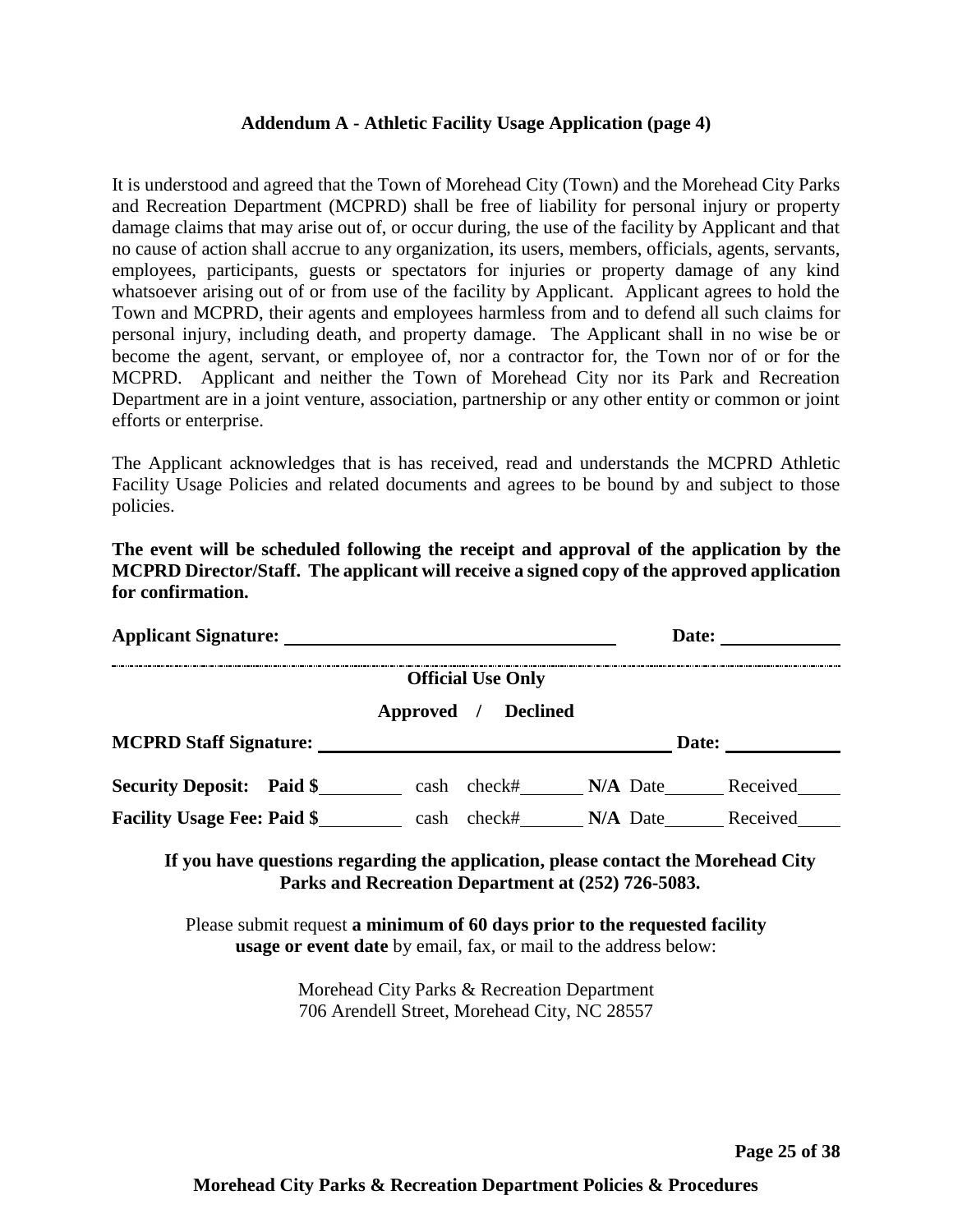### Addendum A - Athletic Facility Usage Application (page 4)

It is understood and agreed that the Town of Morehead City (Town) and the Morehead City Parks and Recreation Department (MCPRD) shall be free of liability for personal injury or property damage claims that may arise out of, or occur during, the use of the facility by Applicant and that no cause of action shall accrue to any organization, its users, members, officials, agents, servants, employees, participants, guests or spectators for injuries or property damage of any kind whatsoever arising out of or from use of the facility by Applicant. Applicant agrees to hold the Town and MCPRD, their agents and employees harmless from and to defend all such claims for personal injury, including death, and property damage. The Applicant shall in no wise be or become the agent, servant, or employee of, nor a contractor for, the Town nor of or for the MCPRD. Applicant and neither the Town of Morehead City nor its Park and Recreation Department are in a joint venture, association, partnership or any other entity or common or joint efforts or enterprise.

The Applicant acknowledges that is has received, read and understands the MCPRD Athletic Facility Usage Policies and related documents and agrees to be bound by and subject to those policies.

**The event will be scheduled following the receipt and approval of the application by the MCPRD Director/Staff. The applicant will receive a signed copy of the approved application for confirmation.**

**Applicant Signature:** ______________________________ **Date:** ____________

---

**Official Use Only**

**Approved / Declined**

**MCPRD Staff Signature:** ______________________________ **Date:** ____________

**Security Deposit: Paid $**________ cash check#______ **N/A** Date______ Received____

**Facility Usage Fee: Paid $**________ cash check#______ **N/A** Date______ Received____

**If you have questions regarding the application, please contact the Morehead City Parks and Recreation Department at (252) 726-5083.**

Please submit request **a minimum of 60 days prior to the requested facility usage or event date** by email, fax, or mail to the address below:

Morehead City Parks & Recreation Department
706 Arendell Street, Morehead City, NC 28557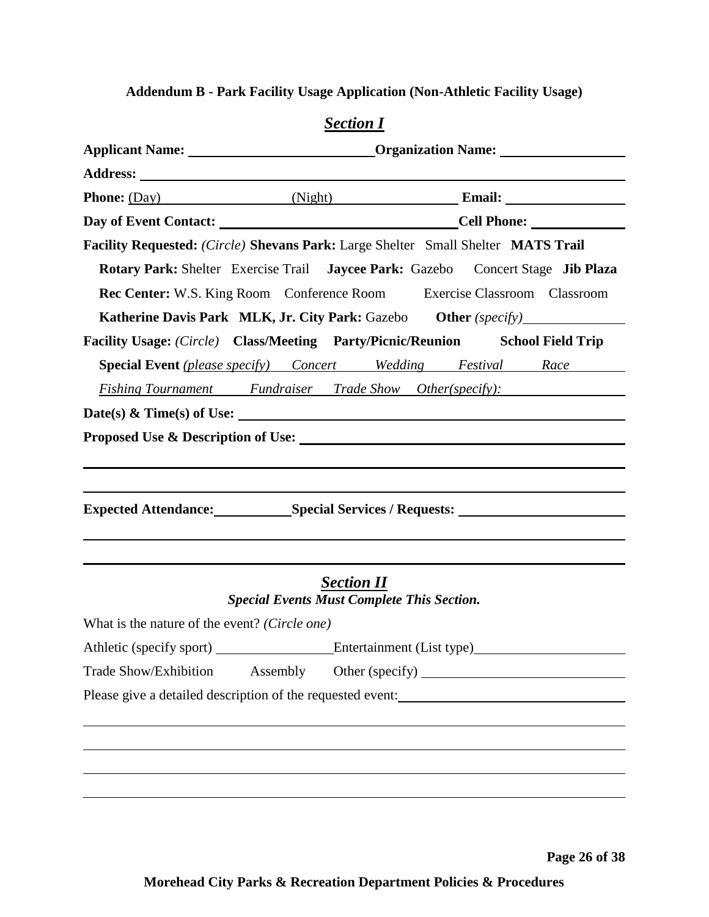**Addendum B - Park Facility Usage Application (Non-Athletic Facility Usage)**

## *Section I*

**Applicant Name:** ______________________ **Organization Name:** ________________

**Address:** ________________________________________________________________

**Phone:** (Day) ________________ (Night) ________________ **Email:** ________________

**Day of Event Contact:** ______________________________ **Cell Phone:** ____________

**Facility Requested:** *(Circle)* **Shevans Park:** Large Shelter Small Shelter **MATS Trail**

**Rotary Park:** Shelter Exercise Trail **Jaycee Park:** Gazebo Concert Stage **Jib Plaza**

**Rec Center:** W.S. King Room Conference Room Exercise Classroom Classroom

**Katherine Davis Park** **MLK, Jr. City Park:** Gazebo **Other** *(specify)* ______________

**Facility Usage:** *(Circle)* **Class/Meeting** **Party/Picnic/Reunion** **School Field Trip**

**Special Event** *(please specify)* *Concert* *Wedding* *Festival* *Race*

*Fishing Tournament* *Fundraiser* *Trade Show* *Other(specify):* ________________

**Date(s) & Time(s) of Use:** ________________________________________________

**Proposed Use & Description of Use:** ______________________________________

______________________________________________________________________

______________________________________________________________________

**Expected Attendance:** __________ **Special Services / Requests:** ____________________

______________________________________________________________________

______________________________________________________________________

## *Section II*

***Special Events Must Complete This Section.***

What is the nature of the event? *(Circle one)*

Athletic (specify sport) ________________ Entertainment (List type) ____________________

Trade Show/Exhibition Assembly Other (specify) ____________________________

Please give a detailed description of the requested event: ____________________________

______________________________________________________________________

______________________________________________________________________

______________________________________________________________________

______________________________________________________________________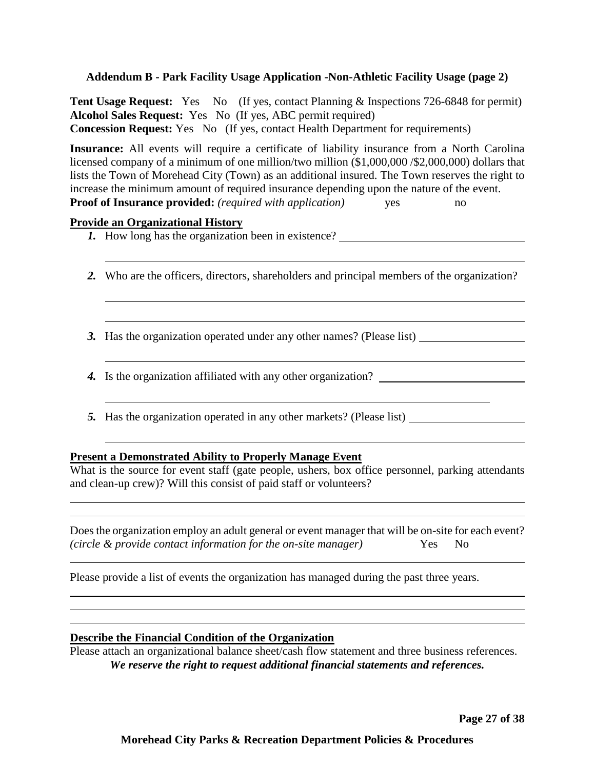**Addendum B - Park Facility Usage Application -Non-Athletic Facility Usage (page 2)**

**Tent Usage Request:** Yes No (If yes, contact Planning & Inspections 726-6848 for permit)
**Alcohol Sales Request:** Yes No (If yes, ABC permit required)
**Concession Request:** Yes No (If yes, contact Health Department for requirements)

**Insurance:** All events will require a certificate of liability insurance from a North Carolina licensed company of a minimum of one million/two million ($1,000,000 /$2,000,000) dollars that lists the Town of Morehead City (Town) as an additional insured. The Town reserves the right to increase the minimum amount of required insurance depending upon the nature of the event.
**Proof of Insurance provided:** *(required with application)* yes no

**Provide an Organizational History**

1. How long has the organization been in existence? ______________________________

______________________________________________________________________

2. Who are the officers, directors, shareholders and principal members of the organization?

______________________________________________________________________

______________________________________________________________________

3. Has the organization operated under any other names? (Please list) ________________

______________________________________________________________________

4. Is the organization affiliated with any other organization? ________________________

______________________________________________________________________

5. Has the organization operated in any other markets? (Please list) ___________________

______________________________________________________________________

**Present a Demonstrated Ability to Properly Manage Event**

What is the source for event staff (gate people, ushers, box office personnel, parking attendants and clean-up crew)? Will this consist of paid staff or volunteers?

______________________________________________________________________

______________________________________________________________________

Does the organization employ an adult general or event manager that will be on-site for each event? *(circle & provide contact information for the on-site manager)* Yes No

______________________________________________________________________

Please provide a list of events the organization has managed during the past three years.

______________________________________________________________________

______________________________________________________________________

______________________________________________________________________

**Describe the Financial Condition of the Organization**

Please attach an organizational balance sheet/cash flow statement and three business references.

***We reserve the right to request additional financial statements and references.***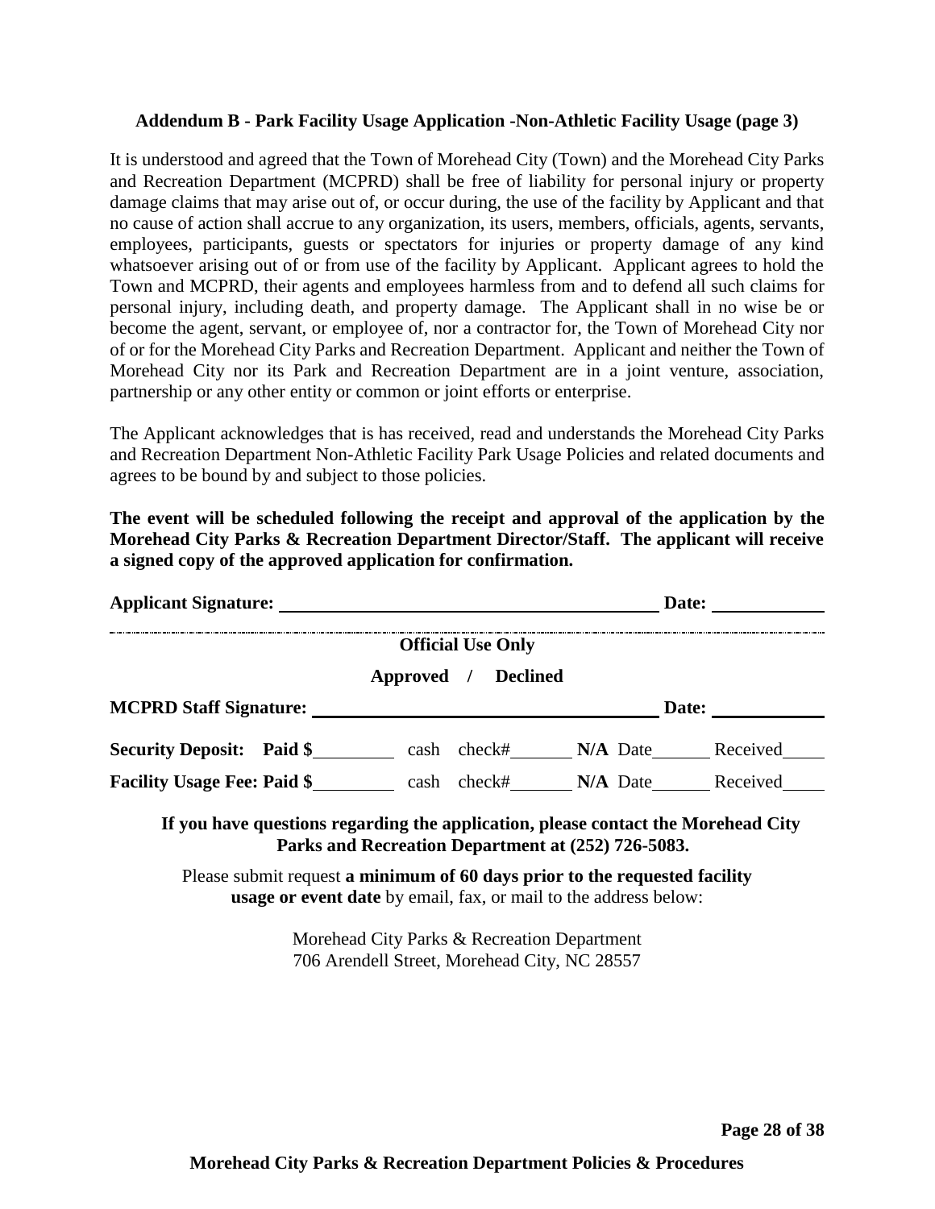**Addendum B - Park Facility Usage Application -Non-Athletic Facility Usage (page 3)**

It is understood and agreed that the Town of Morehead City (Town) and the Morehead City Parks and Recreation Department (MCPRD) shall be free of liability for personal injury or property damage claims that may arise out of, or occur during, the use of the facility by Applicant and that no cause of action shall accrue to any organization, its users, members, officials, agents, servants, employees, participants, guests or spectators for injuries or property damage of any kind whatsoever arising out of or from use of the facility by Applicant. Applicant agrees to hold the Town and MCPRD, their agents and employees harmless from and to defend all such claims for personal injury, including death, and property damage. The Applicant shall in no wise be or become the agent, servant, or employee of, nor a contractor for, the Town of Morehead City nor of or for the Morehead City Parks and Recreation Department. Applicant and neither the Town of Morehead City nor its Park and Recreation Department are in a joint venture, association, partnership or any other entity or common or joint efforts or enterprise.

The Applicant acknowledges that is has received, read and understands the Morehead City Parks and Recreation Department Non-Athletic Facility Park Usage Policies and related documents and agrees to be bound by and subject to those policies.

**The event will be scheduled following the receipt and approval of the application by the Morehead City Parks & Recreation Department Director/Staff. The applicant will receive a signed copy of the approved application for confirmation.**

**Applicant Signature:** ______________________________________ **Date:** ____________

---

**Official Use Only**

**Approved / Declined**

**MCPRD Staff Signature:** ____________________________________ **Date:** ____________

**Security Deposit: Paid $**_________ cash check#_______ **N/A** Date______ Received_____

**Facility Usage Fee: Paid $**_________ cash check#_______ **N/A** Date______ Received_____

**If you have questions regarding the application, please contact the Morehead City Parks and Recreation Department at (252) 726-5083.**

Please submit request **a minimum of 60 days prior to the requested facility usage or event date** by email, fax, or mail to the address below:

Morehead City Parks & Recreation Department
706 Arendell Street, Morehead City, NC 28557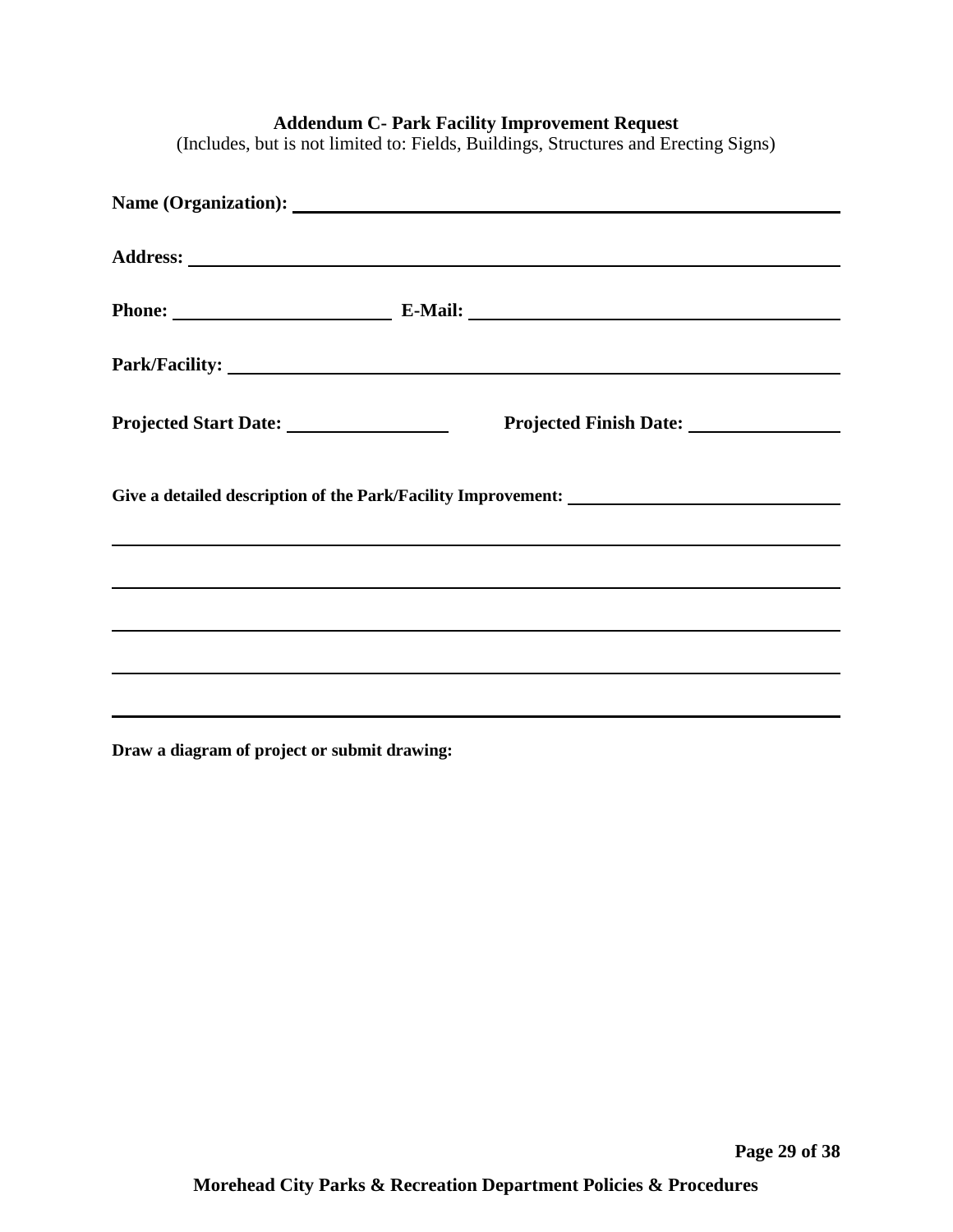**Addendum C- Park Facility Improvement Request**

(Includes, but is not limited to: Fields, Buildings, Structures and Erecting Signs)

**Name (Organization):** ______________________________________________

**Address:** ______________________________________________

**Phone:** ____________________ **E-Mail:** ______________________________

**Park/Facility:** ______________________________________________

**Projected Start Date:** ______________ **Projected Finish Date:** ______________

**Give a detailed description of the Park/Facility Improvement:** ______________________

______________________________________________

______________________________________________

______________________________________________

______________________________________________

______________________________________________

**Draw a diagram of project or submit drawing:**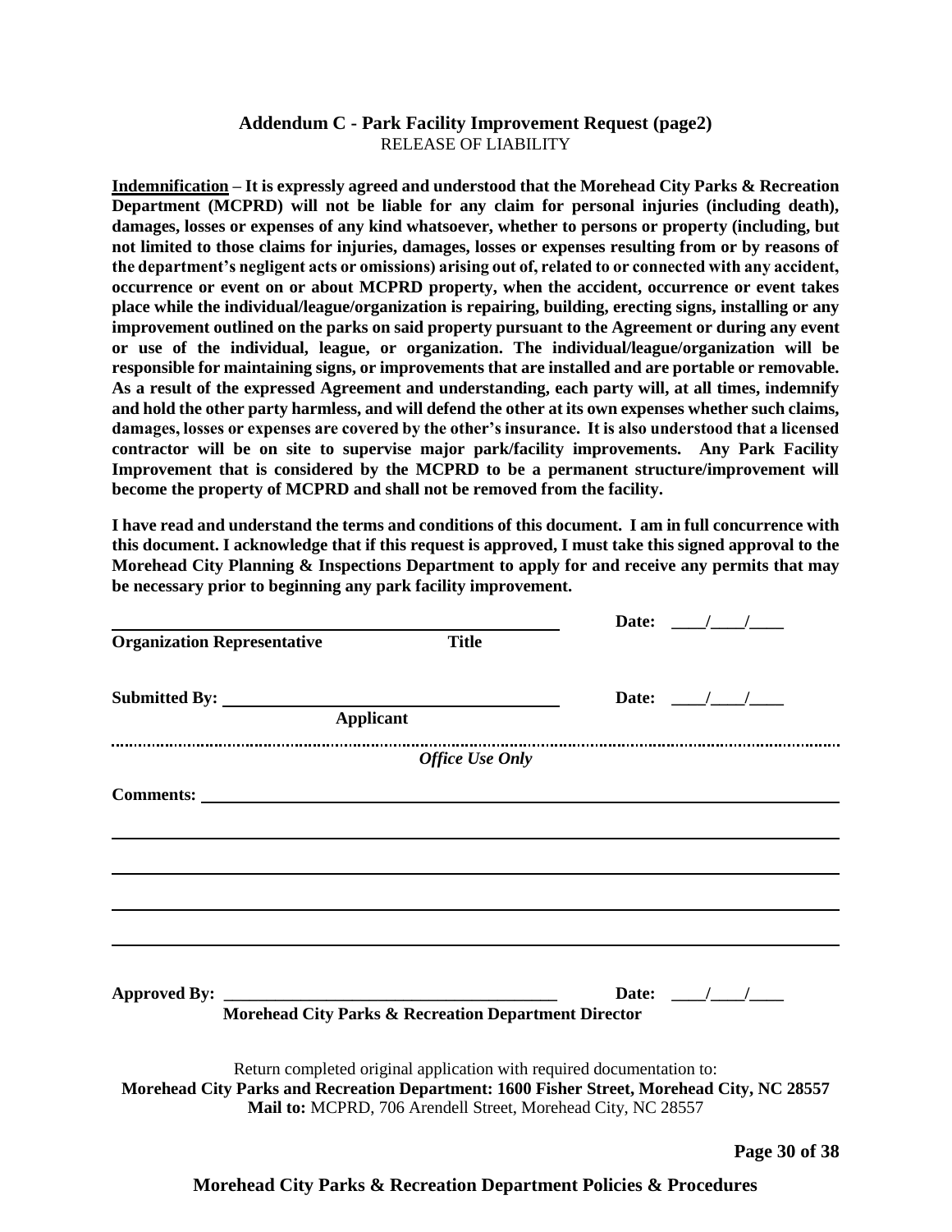## Addendum C - Park Facility Improvement Request (page2)

RELEASE OF LIABILITY

**Indemnification – It is expressly agreed and understood that the Morehead City Parks & Recreation Department (MCPRD) will not be liable for any claim for personal injuries (including death), damages, losses or expenses of any kind whatsoever, whether to persons or property (including, but not limited to those claims for injuries, damages, losses or expenses resulting from or by reasons of the department's negligent acts or omissions) arising out of, related to or connected with any accident, occurrence or event on or about MCPRD property, when the accident, occurrence or event takes place while the individual/league/organization is repairing, building, erecting signs, installing or any improvement outlined on the parks on said property pursuant to the Agreement or during any event or use of the individual, league, or organization. The individual/league/organization will be responsible for maintaining signs, or improvements that are installed and are portable or removable. As a result of the expressed Agreement and understanding, each party will, at all times, indemnify and hold the other party harmless, and will defend the other at its own expenses whether such claims, damages, losses or expenses are covered by the other's insurance. It is also understood that a licensed contractor will be on site to supervise major park/facility improvements. Any Park Facility Improvement that is considered by the MCPRD to be a permanent structure/improvement will become the property of MCPRD and shall not be removed from the facility.**

**I have read and understand the terms and conditions of this document. I am in full concurrence with this document. I acknowledge that if this request is approved, I must take this signed approval to the Morehead City Planning & Inspections Department to apply for and receive any permits that may be necessary prior to beginning any park facility improvement.**

\_\_\_\_\_\_\_\_\_\_\_\_\_\_\_\_\_\_\_\_\_\_\_\_\_\_\_\_\_\_\_\_\_\_\_\_\_\_\_\_ **Date:** \_\_\_\_/\_\_\_\_/\_\_\_\_

**Organization Representative** **Title**

**Submitted By:** \_\_\_\_\_\_\_\_\_\_\_\_\_\_\_\_\_\_\_\_\_\_\_\_\_\_\_\_\_\_ **Date:** \_\_\_\_/\_\_\_\_/\_\_\_\_

**Applicant**

---

***Office Use Only***

**Comments:** \_\_\_\_\_\_\_\_\_\_\_\_\_\_\_\_\_\_\_\_\_\_\_\_\_\_\_\_\_\_\_\_\_\_\_\_\_\_\_\_\_\_\_\_\_\_\_\_\_\_

\_\_\_\_\_\_\_\_\_\_\_\_\_\_\_\_\_\_\_\_\_\_\_\_\_\_\_\_\_\_\_\_\_\_\_\_\_\_\_\_\_\_\_\_\_\_\_\_\_\_\_\_\_\_\_\_\_\_\_\_

\_\_\_\_\_\_\_\_\_\_\_\_\_\_\_\_\_\_\_\_\_\_\_\_\_\_\_\_\_\_\_\_\_\_\_\_\_\_\_\_\_\_\_\_\_\_\_\_\_\_\_\_\_\_\_\_\_\_\_\_

\_\_\_\_\_\_\_\_\_\_\_\_\_\_\_\_\_\_\_\_\_\_\_\_\_\_\_\_\_\_\_\_\_\_\_\_\_\_\_\_\_\_\_\_\_\_\_\_\_\_\_\_\_\_\_\_\_\_\_\_

\_\_\_\_\_\_\_\_\_\_\_\_\_\_\_\_\_\_\_\_\_\_\_\_\_\_\_\_\_\_\_\_\_\_\_\_\_\_\_\_\_\_\_\_\_\_\_\_\_\_\_\_\_\_\_\_\_\_\_\_

**Approved By:** \_\_\_\_\_\_\_\_\_\_\_\_\_\_\_\_\_\_\_\_\_\_\_\_\_\_\_\_\_\_\_\_\_\_\_\_\_\_ **Date:** \_\_\_\_/\_\_\_\_/\_\_\_\_

**Morehead City Parks & Recreation Department Director**

Return completed original application with required documentation to:
**Morehead City Parks and Recreation Department: 1600 Fisher Street, Morehead City, NC 28557**
**Mail to:** MCPRD, 706 Arendell Street, Morehead City, NC 28557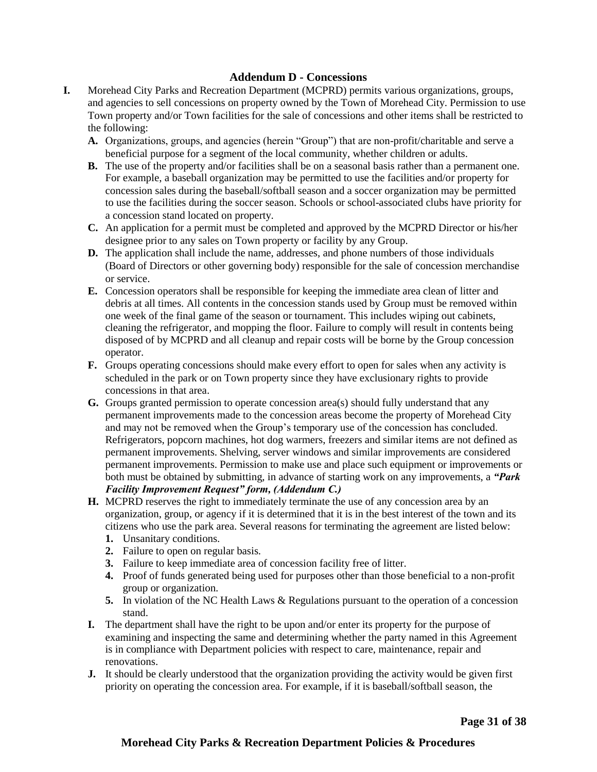## Addendum D - Concessions

**I.** Morehead City Parks and Recreation Department (MCPRD) permits various organizations, groups, and agencies to sell concessions on property owned by the Town of Morehead City. Permission to use Town property and/or Town facilities for the sale of concessions and other items shall be restricted to the following:

   **A.** Organizations, groups, and agencies (herein "Group") that are non-profit/charitable and serve a beneficial purpose for a segment of the local community, whether children or adults.

   **B.** The use of the property and/or facilities shall be on a seasonal basis rather than a permanent one. For example, a baseball organization may be permitted to use the facilities and/or property for concession sales during the baseball/softball season and a soccer organization may be permitted to use the facilities during the soccer season. Schools or school-associated clubs have priority for a concession stand located on property.

   **C.** An application for a permit must be completed and approved by the MCPRD Director or his/her designee prior to any sales on Town property or facility by any Group.

   **D.** The application shall include the name, addresses, and phone numbers of those individuals (Board of Directors or other governing body) responsible for the sale of concession merchandise or service.

   **E.** Concession operators shall be responsible for keeping the immediate area clean of litter and debris at all times. All contents in the concession stands used by Group must be removed within one week of the final game of the season or tournament. This includes wiping out cabinets, cleaning the refrigerator, and mopping the floor. Failure to comply will result in contents being disposed of by MCPRD and all cleanup and repair costs will be borne by the Group concession operator.

   **F.** Groups operating concessions should make every effort to open for sales when any activity is scheduled in the park or on Town property since they have exclusionary rights to provide concessions in that area.

   **G.** Groups granted permission to operate concession area(s) should fully understand that any permanent improvements made to the concession areas become the property of Morehead City and may not be removed when the Group's temporary use of the concession has concluded. Refrigerators, popcorn machines, hot dog warmers, freezers and similar items are not defined as permanent improvements. Shelving, server windows and similar improvements are considered permanent improvements. Permission to make use and place such equipment or improvements or both must be obtained by submitting, in advance of starting work on any improvements, a ***"Park Facility Improvement Request" form, (Addendum C.)***

   **H.** MCPRD reserves the right to immediately terminate the use of any concession area by an organization, group, or agency if it is determined that it is in the best interest of the town and its citizens who use the park area. Several reasons for terminating the agreement are listed below:

      **1.** Unsanitary conditions.

      **2.** Failure to open on regular basis.

      **3.** Failure to keep immediate area of concession facility free of litter.

      **4.** Proof of funds generated being used for purposes other than those beneficial to a non-profit group or organization.

      **5.** In violation of the NC Health Laws & Regulations pursuant to the operation of a concession stand.

   **I.** The department shall have the right to be upon and/or enter its property for the purpose of examining and inspecting the same and determining whether the party named in this Agreement is in compliance with Department policies with respect to care, maintenance, repair and renovations.

   **J.** It should be clearly understood that the organization providing the activity would be given first priority on operating the concession area. For example, if it is baseball/softball season, the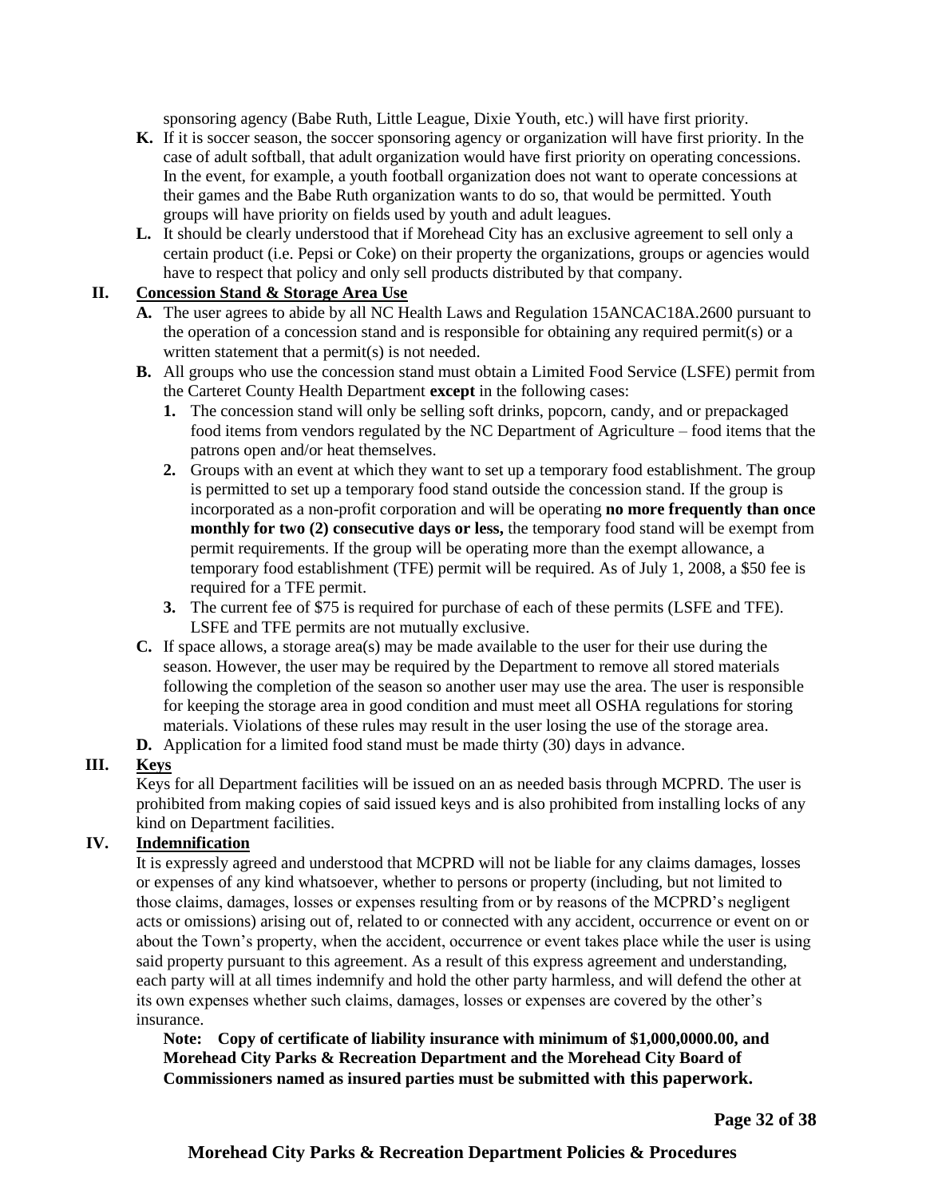sponsoring agency (Babe Ruth, Little League, Dixie Youth, etc.) will have first priority.

**K.** If it is soccer season, the soccer sponsoring agency or organization will have first priority. In the case of adult softball, that adult organization would have first priority on operating concessions. In the event, for example, a youth football organization does not want to operate concessions at their games and the Babe Ruth organization wants to do so, that would be permitted. Youth groups will have priority on fields used by youth and adult leagues.

**L.** It should be clearly understood that if Morehead City has an exclusive agreement to sell only a certain product (i.e. Pepsi or Coke) on their property the organizations, groups or agencies would have to respect that policy and only sell products distributed by that company.

## II. Concession Stand & Storage Area Use

**A.** The user agrees to abide by all NC Health Laws and Regulation 15ANCAC18A.2600 pursuant to the operation of a concession stand and is responsible for obtaining any required permit(s) or a written statement that a permit(s) is not needed.

**B.** All groups who use the concession stand must obtain a Limited Food Service (LSFE) permit from the Carteret County Health Department **except** in the following cases:

1. The concession stand will only be selling soft drinks, popcorn, candy, and or prepackaged food items from vendors regulated by the NC Department of Agriculture – food items that the patrons open and/or heat themselves.
2. Groups with an event at which they want to set up a temporary food establishment. The group is permitted to set up a temporary food stand outside the concession stand. If the group is incorporated as a non-profit corporation and will be operating **no more frequently than once monthly for two (2) consecutive days or less,** the temporary food stand will be exempt from permit requirements. If the group will be operating more than the exempt allowance, a temporary food establishment (TFE) permit will be required. As of July 1, 2008, a $50 fee is required for a TFE permit.
3. The current fee of $75 is required for purchase of each of these permits (LSFE and TFE). LSFE and TFE permits are not mutually exclusive.

**C.** If space allows, a storage area(s) may be made available to the user for their use during the season. However, the user may be required by the Department to remove all stored materials following the completion of the season so another user may use the area. The user is responsible for keeping the storage area in good condition and must meet all OSHA regulations for storing materials. Violations of these rules may result in the user losing the use of the storage area.

**D.** Application for a limited food stand must be made thirty (30) days in advance.

## III. Keys

Keys for all Department facilities will be issued on an as needed basis through MCPRD. The user is prohibited from making copies of said issued keys and is also prohibited from installing locks of any kind on Department facilities.

## IV. Indemnification

It is expressly agreed and understood that MCPRD will not be liable for any claims damages, losses or expenses of any kind whatsoever, whether to persons or property (including, but not limited to those claims, damages, losses or expenses resulting from or by reasons of the MCPRD's negligent acts or omissions) arising out of, related to or connected with any accident, occurrence or event on or about the Town's property, when the accident, occurrence or event takes place while the user is using said property pursuant to this agreement. As a result of this express agreement and understanding, each party will at all times indemnify and hold the other party harmless, and will defend the other at its own expenses whether such claims, damages, losses or expenses are covered by the other's insurance.

**Note: Copy of certificate of liability insurance with minimum of $1,000,0000.00, and Morehead City Parks & Recreation Department and the Morehead City Board of Commissioners named as insured parties must be submitted with this paperwork.**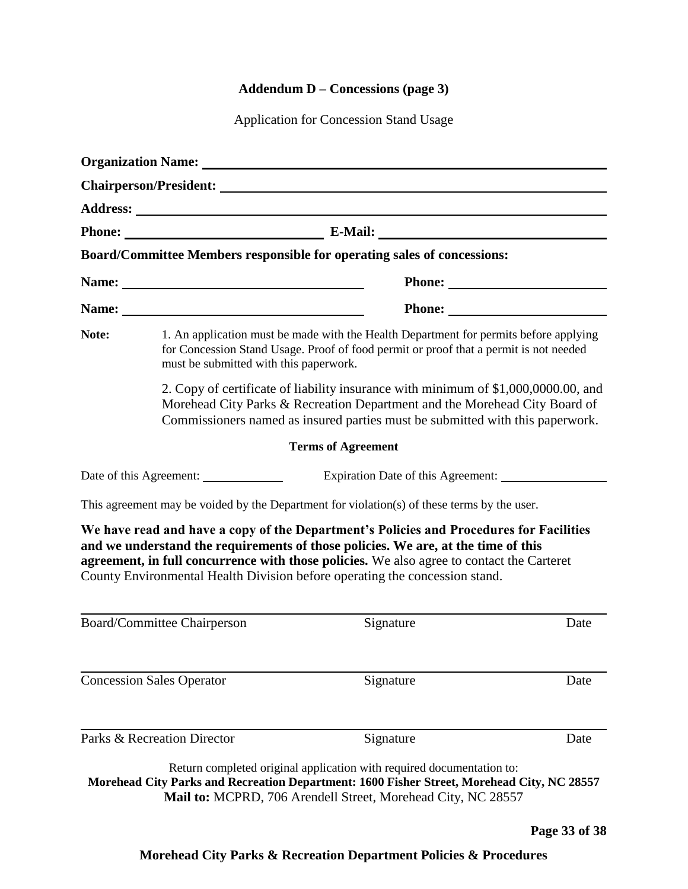**Addendum D – Concessions (page 3)**

Application for Concession Stand Usage

**Organization Name:** ______________________________________________

**Chairperson/President:** ______________________________________________

**Address:** ______________________________________________

**Phone:** ______________________ **E-Mail:** ______________________

**Board/Committee Members responsible for operating sales of concessions:**

**Name:** ______________________ **Phone:** ______________________

**Name:** ______________________ **Phone:** ______________________

**Note:** 1. An application must be made with the Health Department for permits before applying for Concession Stand Usage. Proof of food permit or proof that a permit is not needed must be submitted with this paperwork.

2. Copy of certificate of liability insurance with minimum of $1,000,0000.00, and Morehead City Parks & Recreation Department and the Morehead City Board of Commissioners named as insured parties must be submitted with this paperwork.

**Terms of Agreement**

Date of this Agreement: ____________ Expiration Date of this Agreement: ______________

This agreement may be voided by the Department for violation(s) of these terms by the user.

**We have read and have a copy of the Department's Policies and Procedures for Facilities and we understand the requirements of those policies. We are, at the time of this agreement, in full concurrence with those policies.** We also agree to contact the Carteret County Environmental Health Division before operating the concession stand.

______________________________________________

Board/Committee Chairperson Signature Date

______________________________________________

Concession Sales Operator Signature Date

______________________________________________

Parks & Recreation Director Signature Date

Return completed original application with required documentation to:

**Morehead City Parks and Recreation Department: 1600 Fisher Street, Morehead City, NC 28557**

**Mail to:** MCPRD, 706 Arendell Street, Morehead City, NC 28557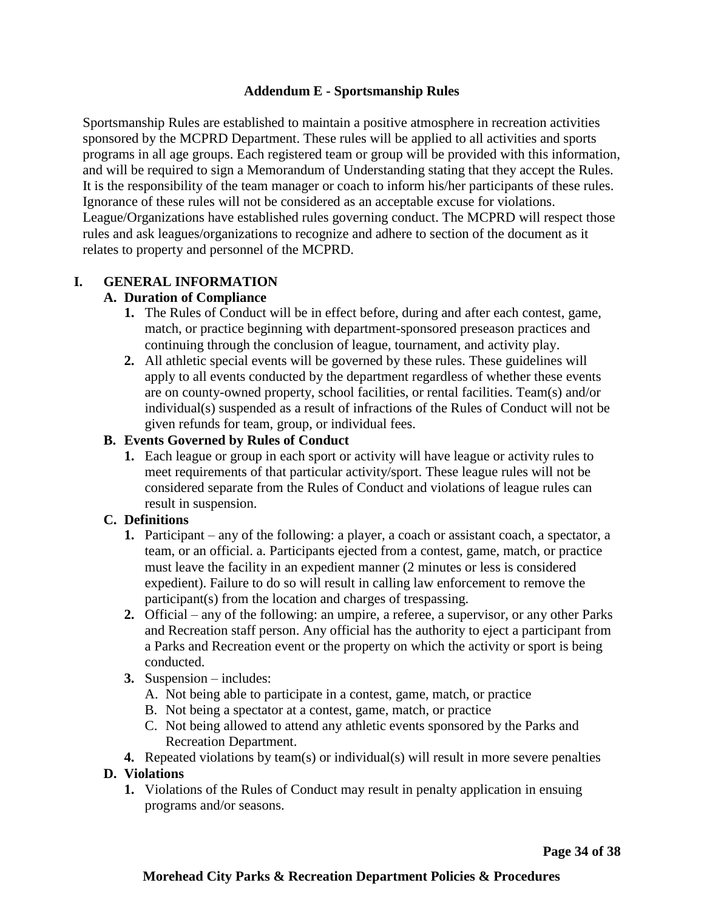## Addendum E - Sportsmanship Rules

Sportsmanship Rules are established to maintain a positive atmosphere in recreation activities sponsored by the MCPRD Department. These rules will be applied to all activities and sports programs in all age groups. Each registered team or group will be provided with this information, and will be required to sign a Memorandum of Understanding stating that they accept the Rules. It is the responsibility of the team manager or coach to inform his/her participants of these rules. Ignorance of these rules will not be considered as an acceptable excuse for violations. League/Organizations have established rules governing conduct. The MCPRD will respect those rules and ask leagues/organizations to recognize and adhere to section of the document as it relates to property and personnel of the MCPRD.

### I. GENERAL INFORMATION

**A. Duration of Compliance**

1. The Rules of Conduct will be in effect before, during and after each contest, game, match, or practice beginning with department-sponsored preseason practices and continuing through the conclusion of league, tournament, and activity play.
2. All athletic special events will be governed by these rules. These guidelines will apply to all events conducted by the department regardless of whether these events are on county-owned property, school facilities, or rental facilities. Team(s) and/or individual(s) suspended as a result of infractions of the Rules of Conduct will not be given refunds for team, group, or individual fees.

**B. Events Governed by Rules of Conduct**

1. Each league or group in each sport or activity will have league or activity rules to meet requirements of that particular activity/sport. These league rules will not be considered separate from the Rules of Conduct and violations of league rules can result in suspension.

**C. Definitions**

1. Participant – any of the following: a player, a coach or assistant coach, a spectator, a team, or an official. a. Participants ejected from a contest, game, match, or practice must leave the facility in an expedient manner (2 minutes or less is considered expedient). Failure to do so will result in calling law enforcement to remove the participant(s) from the location and charges of trespassing.
2. Official – any of the following: an umpire, a referee, a supervisor, or any other Parks and Recreation staff person. Any official has the authority to eject a participant from a Parks and Recreation event or the property on which the activity or sport is being conducted.
3. Suspension – includes:
   A. Not being able to participate in a contest, game, match, or practice
   B. Not being a spectator at a contest, game, match, or practice
   C. Not being allowed to attend any athletic events sponsored by the Parks and Recreation Department.
4. Repeated violations by team(s) or individual(s) will result in more severe penalties

**D. Violations**

1. Violations of the Rules of Conduct may result in penalty application in ensuing programs and/or seasons.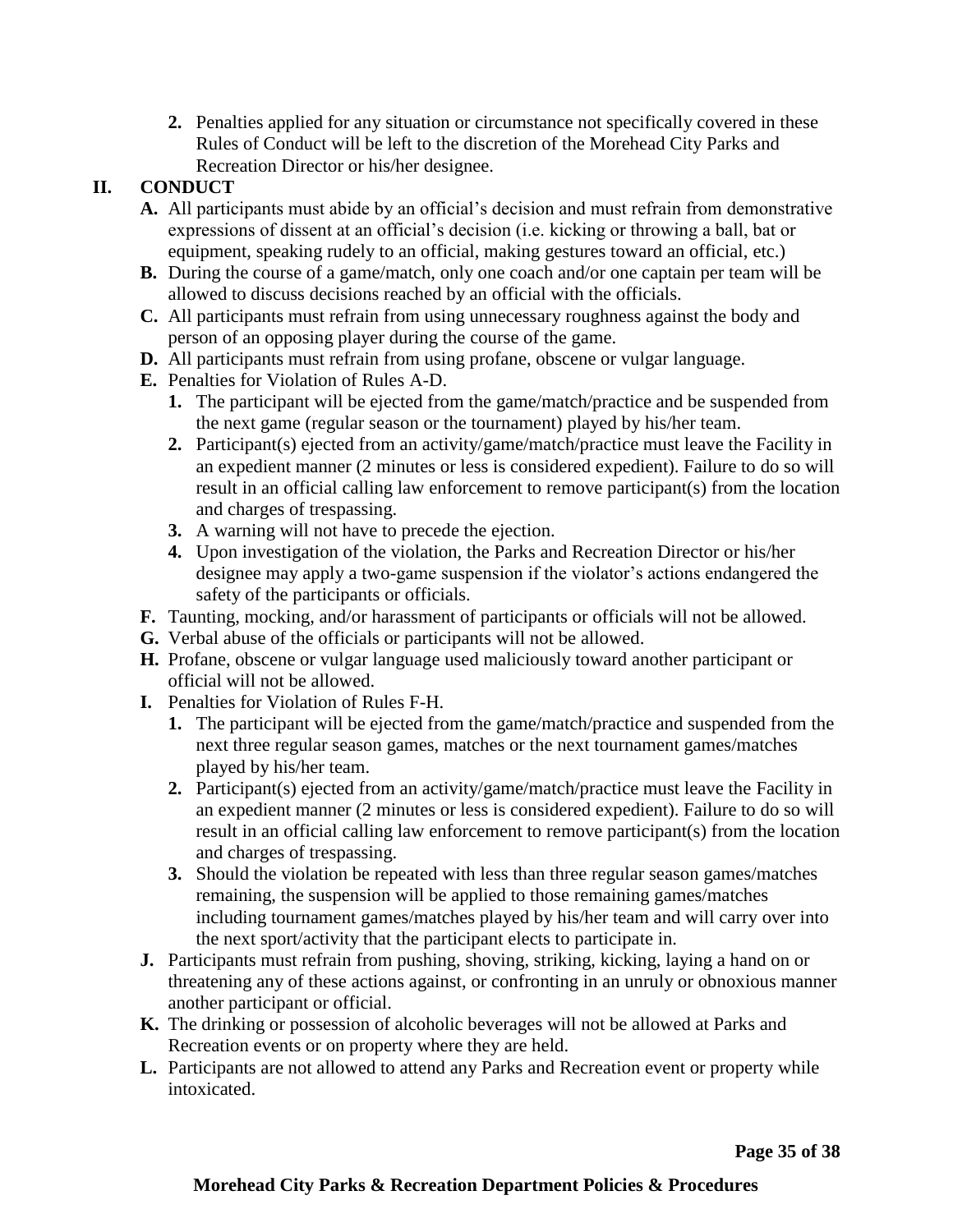2. Penalties applied for any situation or circumstance not specifically covered in these Rules of Conduct will be left to the discretion of the Morehead City Parks and Recreation Director or his/her designee.

## II. CONDUCT

- **A.** All participants must abide by an official's decision and must refrain from demonstrative expressions of dissent at an official's decision (i.e. kicking or throwing a ball, bat or equipment, speaking rudely to an official, making gestures toward an official, etc.)
- **B.** During the course of a game/match, only one coach and/or one captain per team will be allowed to discuss decisions reached by an official with the officials.
- **C.** All participants must refrain from using unnecessary roughness against the body and person of an opposing player during the course of the game.
- **D.** All participants must refrain from using profane, obscene or vulgar language.
- **E.** Penalties for Violation of Rules A-D.
    1. The participant will be ejected from the game/match/practice and be suspended from the next game (regular season or the tournament) played by his/her team.
    2. Participant(s) ejected from an activity/game/match/practice must leave the Facility in an expedient manner (2 minutes or less is considered expedient). Failure to do so will result in an official calling law enforcement to remove participant(s) from the location and charges of trespassing.
    3. A warning will not have to precede the ejection.
    4. Upon investigation of the violation, the Parks and Recreation Director or his/her designee may apply a two-game suspension if the violator's actions endangered the safety of the participants or officials.
- **F.** Taunting, mocking, and/or harassment of participants or officials will not be allowed.
- **G.** Verbal abuse of the officials or participants will not be allowed.
- **H.** Profane, obscene or vulgar language used maliciously toward another participant or official will not be allowed.
- **I.** Penalties for Violation of Rules F-H.
    1. The participant will be ejected from the game/match/practice and suspended from the next three regular season games, matches or the next tournament games/matches played by his/her team.
    2. Participant(s) ejected from an activity/game/match/practice must leave the Facility in an expedient manner (2 minutes or less is considered expedient). Failure to do so will result in an official calling law enforcement to remove participant(s) from the location and charges of trespassing.
    3. Should the violation be repeated with less than three regular season games/matches remaining, the suspension will be applied to those remaining games/matches including tournament games/matches played by his/her team and will carry over into the next sport/activity that the participant elects to participate in.
- **J.** Participants must refrain from pushing, shoving, striking, kicking, laying a hand on or threatening any of these actions against, or confronting in an unruly or obnoxious manner another participant or official.
- **K.** The drinking or possession of alcoholic beverages will not be allowed at Parks and Recreation events or on property where they are held.
- **L.** Participants are not allowed to attend any Parks and Recreation event or property while intoxicated.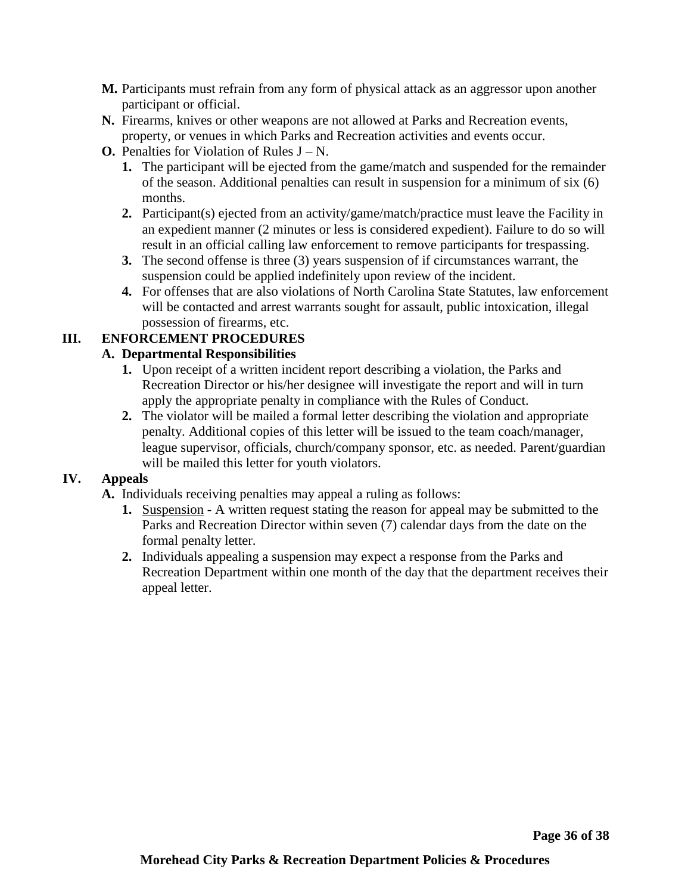**M.** Participants must refrain from any form of physical attack as an aggressor upon another participant or official.

**N.** Firearms, knives or other weapons are not allowed at Parks and Recreation events, property, or venues in which Parks and Recreation activities and events occur.

**O.** Penalties for Violation of Rules J – N.

1. The participant will be ejected from the game/match and suspended for the remainder of the season. Additional penalties can result in suspension for a minimum of six (6) months.
2. Participant(s) ejected from an activity/game/match/practice must leave the Facility in an expedient manner (2 minutes or less is considered expedient). Failure to do so will result in an official calling law enforcement to remove participants for trespassing.
3. The second offense is three (3) years suspension of if circumstances warrant, the suspension could be applied indefinitely upon review of the incident.
4. For offenses that are also violations of North Carolina State Statutes, law enforcement will be contacted and arrest warrants sought for assault, public intoxication, illegal possession of firearms, etc.

## III. ENFORCEMENT PROCEDURES

### A. Departmental Responsibilities

1. Upon receipt of a written incident report describing a violation, the Parks and Recreation Director or his/her designee will investigate the report and will in turn apply the appropriate penalty in compliance with the Rules of Conduct.
2. The violator will be mailed a formal letter describing the violation and appropriate penalty. Additional copies of this letter will be issued to the team coach/manager, league supervisor, officials, church/company sponsor, etc. as needed. Parent/guardian will be mailed this letter for youth violators.

## IV. Appeals

**A.** Individuals receiving penalties may appeal a ruling as follows:

1. <u>Suspension</u> - A written request stating the reason for appeal may be submitted to the Parks and Recreation Director within seven (7) calendar days from the date on the formal penalty letter.
2. Individuals appealing a suspension may expect a response from the Parks and Recreation Department within one month of the day that the department receives their appeal letter.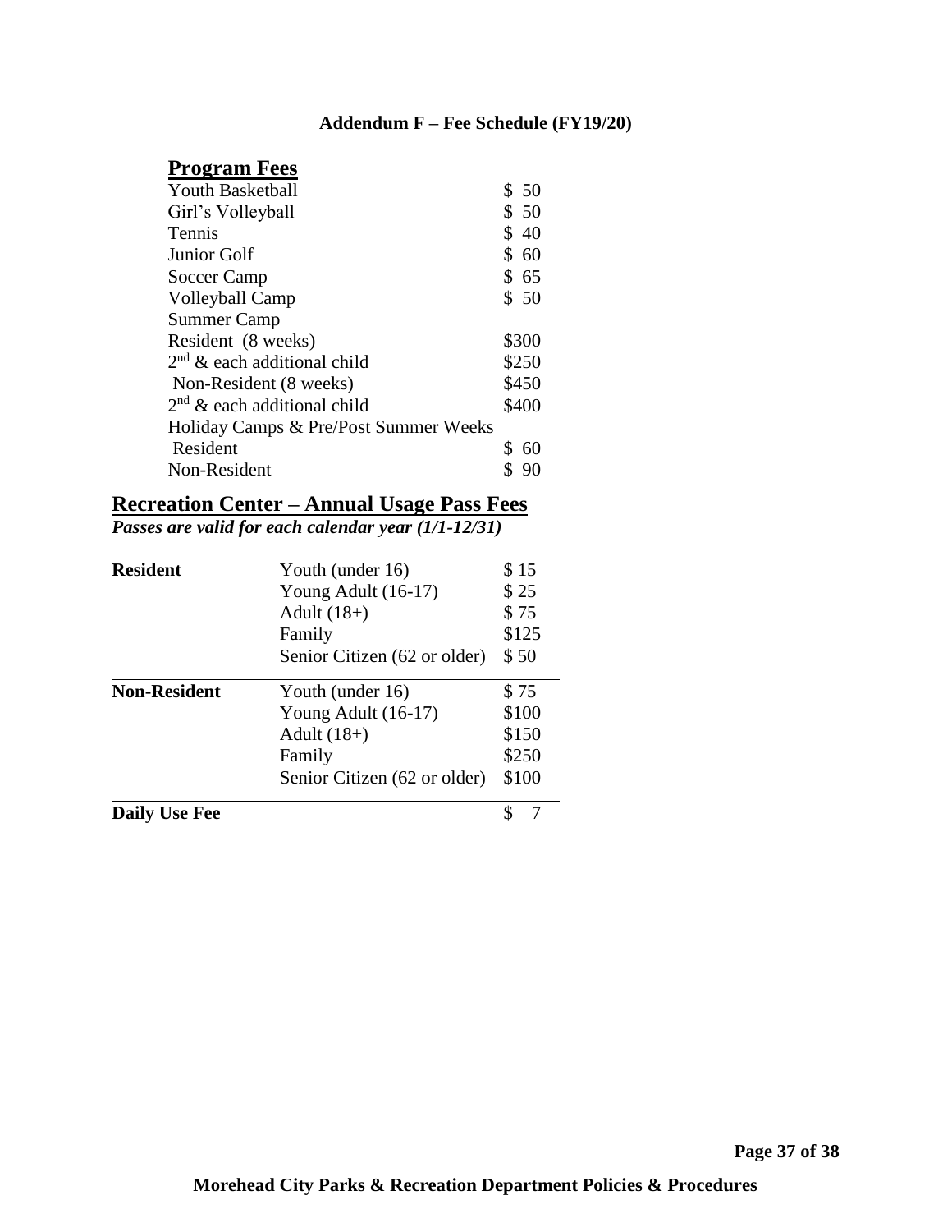**Addendum F – Fee Schedule (FY19/20)**

## Program Fees

| | |
|---|---|
| Youth Basketball | $ 50 |
| Girl's Volleyball | $ 50 |
| Tennis | $ 40 |
| Junior Golf | $ 60 |
| Soccer Camp | $ 65 |
| Volleyball Camp | $ 50 |
| Summer Camp | |
| Resident (8 weeks) | $300 |
| 2nd & each additional child | $250 |
| Non-Resident (8 weeks) | $450 |
| 2nd & each additional child | $400 |
| Holiday Camps & Pre/Post Summer Weeks | |
| Resident | $ 60 |
| Non-Resident | $ 90 |

## Recreation Center – Annual Usage Pass Fees

***Passes are valid for each calendar year (1/1-12/31)***

| | | |
|---|---|---|
| **Resident** | Youth (under 16) | $ 15 |
| | Young Adult (16-17) | $ 25 |
| | Adult (18+) | $ 75 |
| | Family | $125 |
| | Senior Citizen (62 or older) | $ 50 |
| **Non-Resident** | Youth (under 16) | $ 75 |
| | Young Adult (16-17) | $100 |
| | Adult (18+) | $150 |
| | Family | $250 |
| | Senior Citizen (62 or older) | $100 |
| **Daily Use Fee** | | $ 7 |

**Morehead City Parks & Recreation Department Policies & Procedures**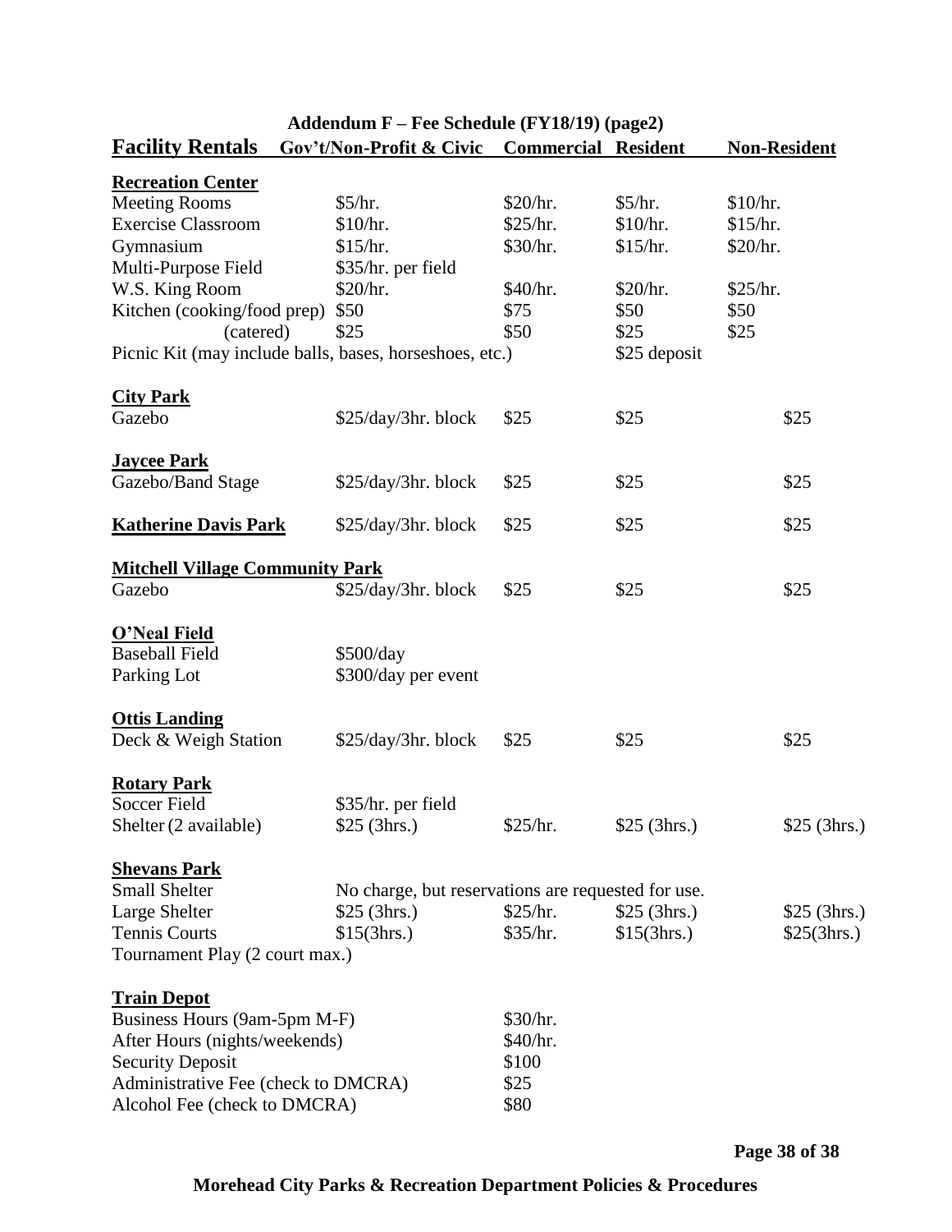## Addendum F – Fee Schedule (FY18/19) (page2)

| Facility Rentals | Gov't/Non-Profit & Civic | Commercial | Resident | Non-Resident |
|---|---|---|---|---|
| **Recreation Center** | | | | |
| Meeting Rooms | $5/hr. | $20/hr. | $5/hr. | $10/hr. |
| Exercise Classroom | $10/hr. | $25/hr. | $10/hr. | $15/hr. |
| Gymnasium | $15/hr. | $30/hr. | $15/hr. | $20/hr. |
| Multi-Purpose Field | $35/hr. per field | | | |
| W.S. King Room | $20/hr. | $40/hr. | $20/hr. | $25/hr. |
| Kitchen (cooking/food prep) | $50 | $75 | $50 | $50 |
| (catered) | $25 | $50 | $25 | $25 |
| Picnic Kit (may include balls, bases, horseshoes, etc.) | | | $25 deposit | |
| **City Park** | | | | |
| Gazebo | $25/day/3hr. block | $25 | $25 | $25 |
| **Jaycee Park** | | | | |
| Gazebo/Band Stage | $25/day/3hr. block | $25 | $25 | $25 |
| **Katherine Davis Park** | $25/day/3hr. block | $25 | $25 | $25 |
| **Mitchell Village Community Park** | | | | |
| Gazebo | $25/day/3hr. block | $25 | $25 | $25 |
| **O'Neal Field** | | | | |
| Baseball Field | $500/day | | | |
| Parking Lot | $300/day per event | | | |
| **Ottis Landing** | | | | |
| Deck & Weigh Station | $25/day/3hr. block | $25 | $25 | $25 |
| **Rotary Park** | | | | |
| Soccer Field | $35/hr. per field | | | |
| Shelter (2 available) | $25 (3hrs.) | $25/hr. | $25 (3hrs.) | $25 (3hrs.) |
| **Shevans Park** | | | | |
| Small Shelter | No charge, but reservations are requested for use. | | | |
| Large Shelter | $25 (3hrs.) | $25/hr. | $25 (3hrs.) | $25 (3hrs.) |
| Tennis Courts | $15(3hrs.) | $35/hr. | $15(3hrs.) | $25(3hrs.) |
| Tournament Play (2 court max.) | | | | |
| **Train Depot** | | | | |
| Business Hours (9am-5pm M-F) | | $30/hr. | | |
| After Hours (nights/weekends) | | $40/hr. | | |
| Security Deposit | | $100 | | |
| Administrative Fee (check to DMCRA) | | $25 | | |
| Alcohol Fee (check to DMCRA) | | $80 | | |

**Morehead City Parks & Recreation Department Policies & Procedures**